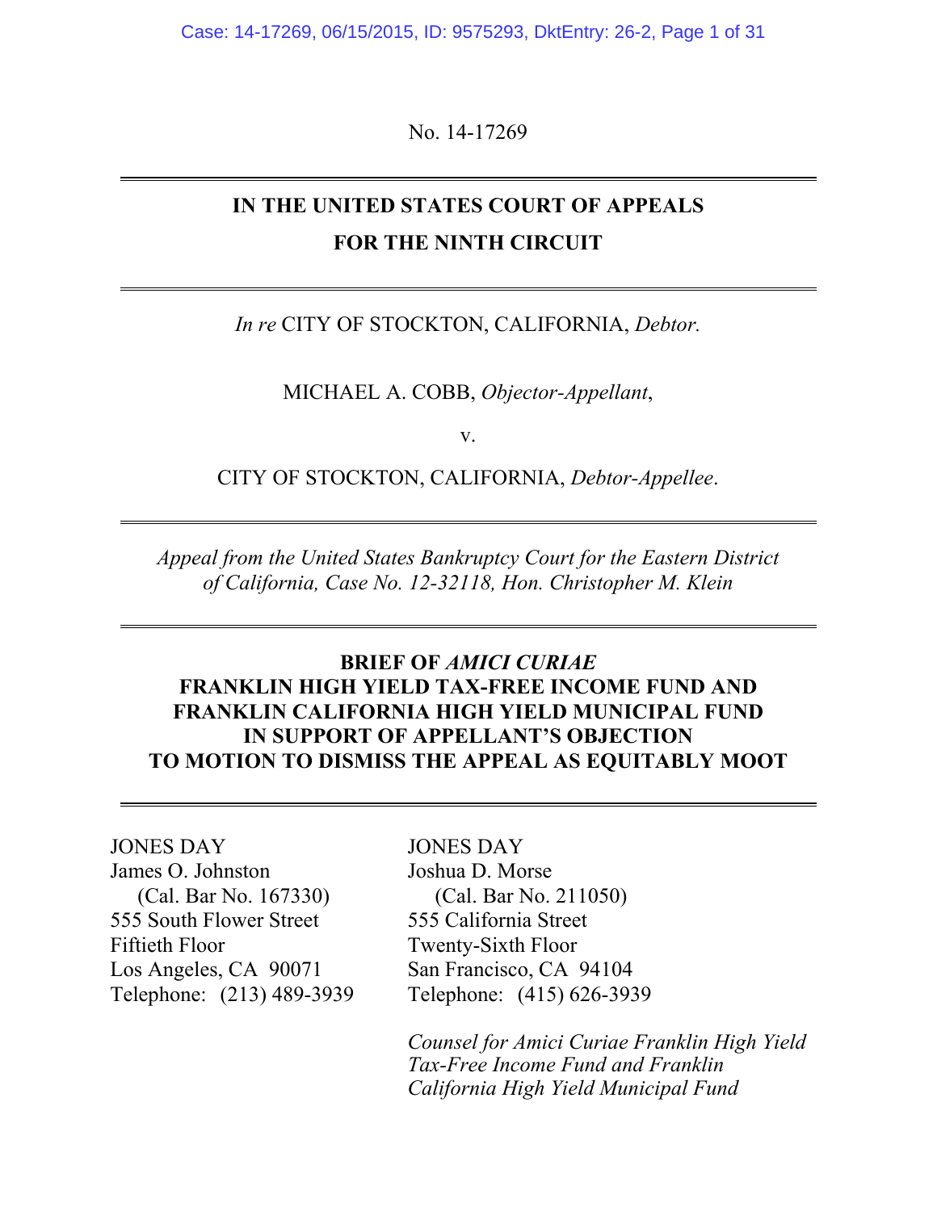No. 14-17269

**IN THE UNITED STATES COURT OF APPEALS**
**FOR THE NINTH CIRCUIT**

*In re* CITY OF STOCKTON, CALIFORNIA, *Debtor.*

MICHAEL A. COBB, *Objector-Appellant*,

v.

CITY OF STOCKTON, CALIFORNIA, *Debtor-Appellee*.

*Appeal from the United States Bankruptcy Court for the Eastern District of California, Case No. 12-32118, Hon. Christopher M. Klein*

**BRIEF OF *AMICI CURIAE* FRANKLIN HIGH YIELD TAX-FREE INCOME FUND AND FRANKLIN CALIFORNIA HIGH YIELD MUNICIPAL FUND IN SUPPORT OF APPELLANT'S OBJECTION TO MOTION TO DISMISS THE APPEAL AS EQUITABLY MOOT**

JONES DAY
James O. Johnston
(Cal. Bar No. 167330)
555 South Flower Street
Fiftieth Floor
Los Angeles, CA 90071
Telephone: (213) 489-3939

JONES DAY
Joshua D. Morse
(Cal. Bar No. 211050)
555 California Street
Twenty-Sixth Floor
San Francisco, CA 94104
Telephone: (415) 626-3939

*Counsel for Amici Curiae Franklin High Yield Tax-Free Income Fund and Franklin California High Yield Municipal Fund*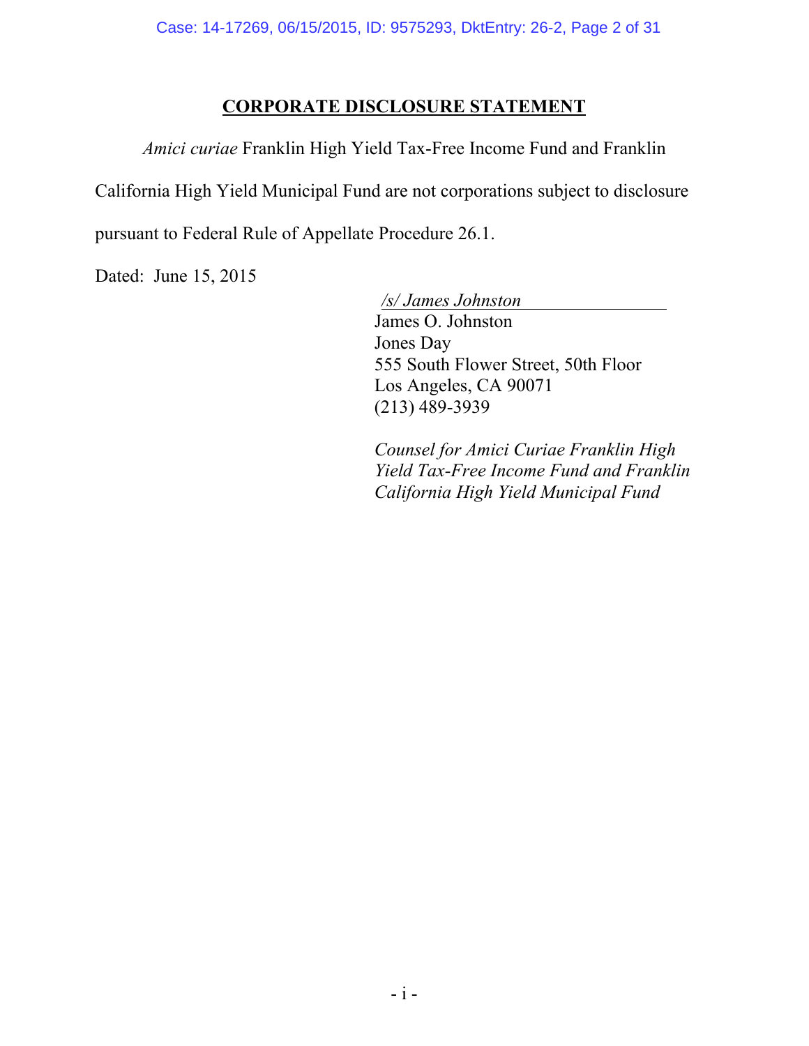# CORPORATE DISCLOSURE STATEMENT

*Amici curiae* Franklin High Yield Tax-Free Income Fund and Franklin California High Yield Municipal Fund are not corporations subject to disclosure pursuant to Federal Rule of Appellate Procedure 26.1.

Dated: June 15, 2015

*/s/ James Johnston*
James O. Johnston
Jones Day
555 South Flower Street, 50th Floor
Los Angeles, CA 90071
(213) 489-3939

*Counsel for Amici Curiae Franklin High Yield Tax-Free Income Fund and Franklin California High Yield Municipal Fund*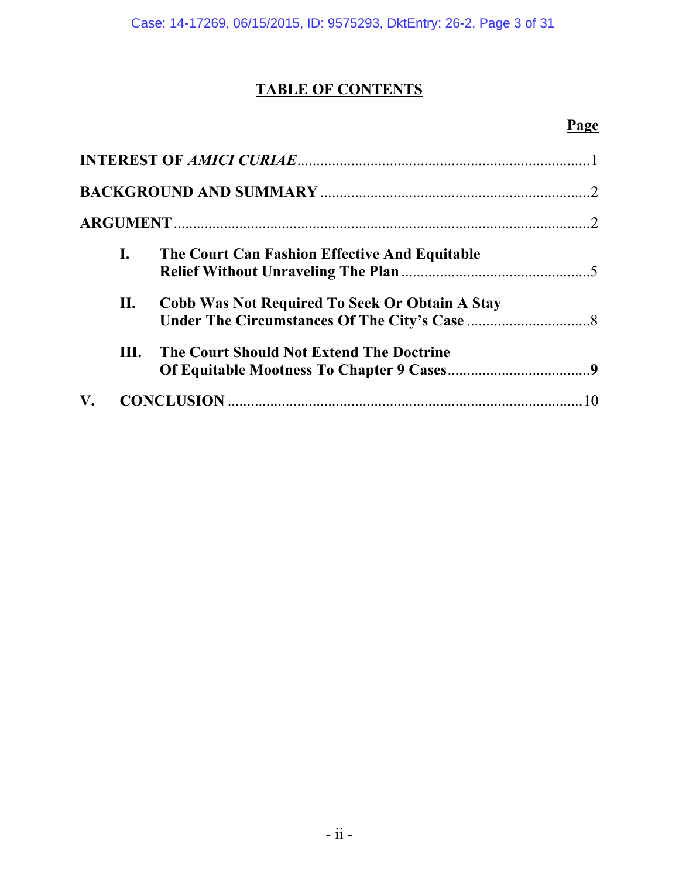## TABLE OF CONTENTS

| | Page |
|---|---|
| **INTEREST OF *AMICI CURIAE*** | 1 |
| **BACKGROUND AND SUMMARY** | 2 |
| **ARGUMENT** | 2 |
| **I. The Court Can Fashion Effective And Equitable Relief Without Unraveling The Plan** | 5 |
| **II. Cobb Was Not Required To Seek Or Obtain A Stay Under The Circumstances Of The City's Case** | 8 |
| **III. The Court Should Not Extend The Doctrine Of Equitable Mootness To Chapter 9 Cases** | **9** |
| **V. CONCLUSION** | 10 |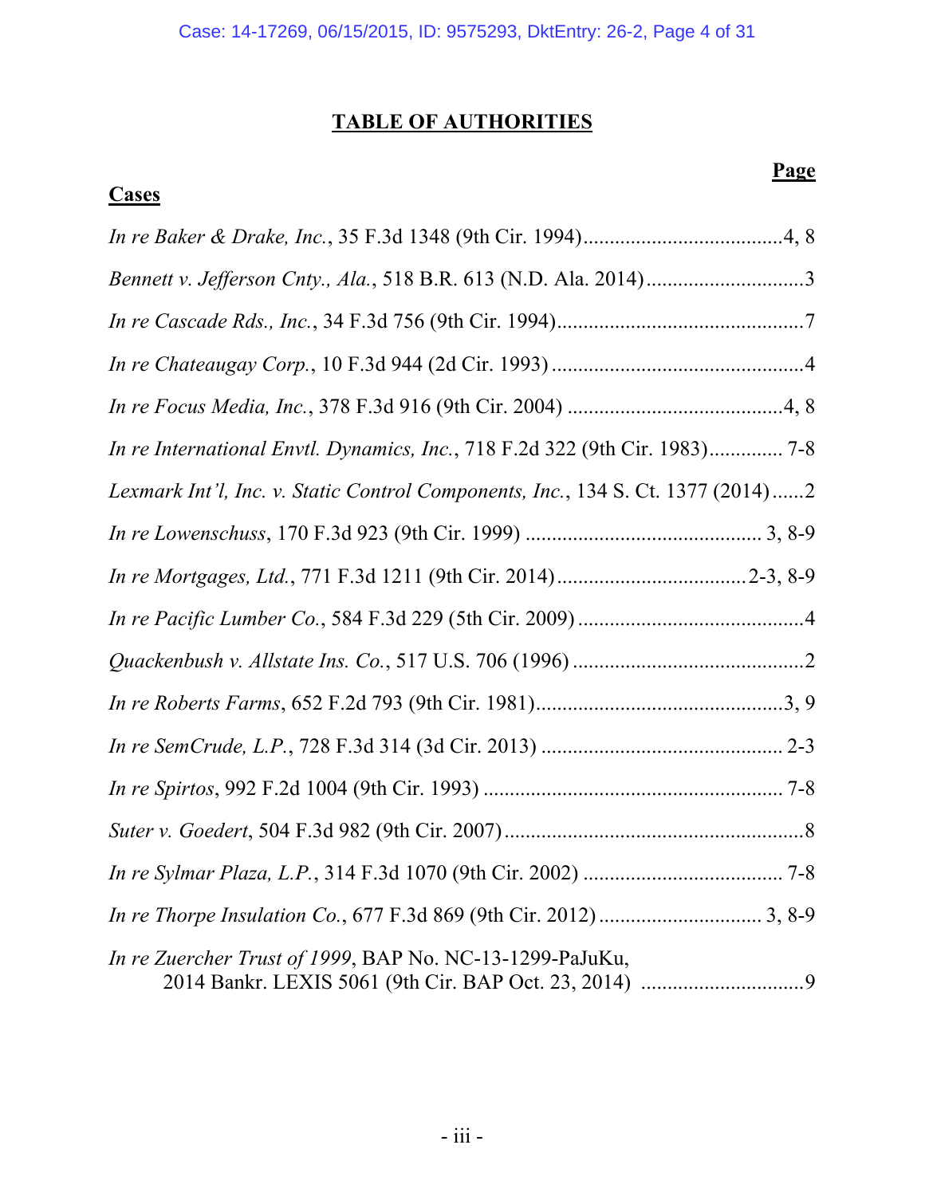## TABLE OF AUTHORITIES

**Cases** — **Page**

*In re Baker & Drake, Inc.*, 35 F.3d 1348 (9th Cir. 1994) .......... 4, 8

*Bennett v. Jefferson Cnty., Ala.*, 518 B.R. 613 (N.D. Ala. 2014) .......... 3

*In re Cascade Rds., Inc.*, 34 F.3d 756 (9th Cir. 1994) .......... 7

*In re Chateaugay Corp.*, 10 F.3d 944 (2d Cir. 1993) .......... 4

*In re Focus Media, Inc.*, 378 F.3d 916 (9th Cir. 2004) .......... 4, 8

*In re International Envtl. Dynamics, Inc.*, 718 F.2d 322 (9th Cir. 1983) .......... 7-8

*Lexmark Int'l, Inc. v. Static Control Components, Inc.*, 134 S. Ct. 1377 (2014) .......... 2

*In re Lowenschuss*, 170 F.3d 923 (9th Cir. 1999) .......... 3, 8-9

*In re Mortgages, Ltd.*, 771 F.3d 1211 (9th Cir. 2014) .......... 2-3, 8-9

*In re Pacific Lumber Co.*, 584 F.3d 229 (5th Cir. 2009) .......... 4

*Quackenbush v. Allstate Ins. Co.*, 517 U.S. 706 (1996) .......... 2

*In re Roberts Farms*, 652 F.2d 793 (9th Cir. 1981) .......... 3, 9

*In re SemCrude, L.P.*, 728 F.3d 314 (3d Cir. 2013) .......... 2-3

*In re Spirtos*, 992 F.2d 1004 (9th Cir. 1993) .......... 7-8

*Suter v. Goedert*, 504 F.3d 982 (9th Cir. 2007) .......... 8

*In re Sylmar Plaza, L.P.*, 314 F.3d 1070 (9th Cir. 2002) .......... 7-8

*In re Thorpe Insulation Co.*, 677 F.3d 869 (9th Cir. 2012) .......... 3, 8-9

*In re Zuercher Trust of 1999*, BAP No. NC-13-1299-PaJuKu, 2014 Bankr. LEXIS 5061 (9th Cir. BAP Oct. 23, 2014) .......... 9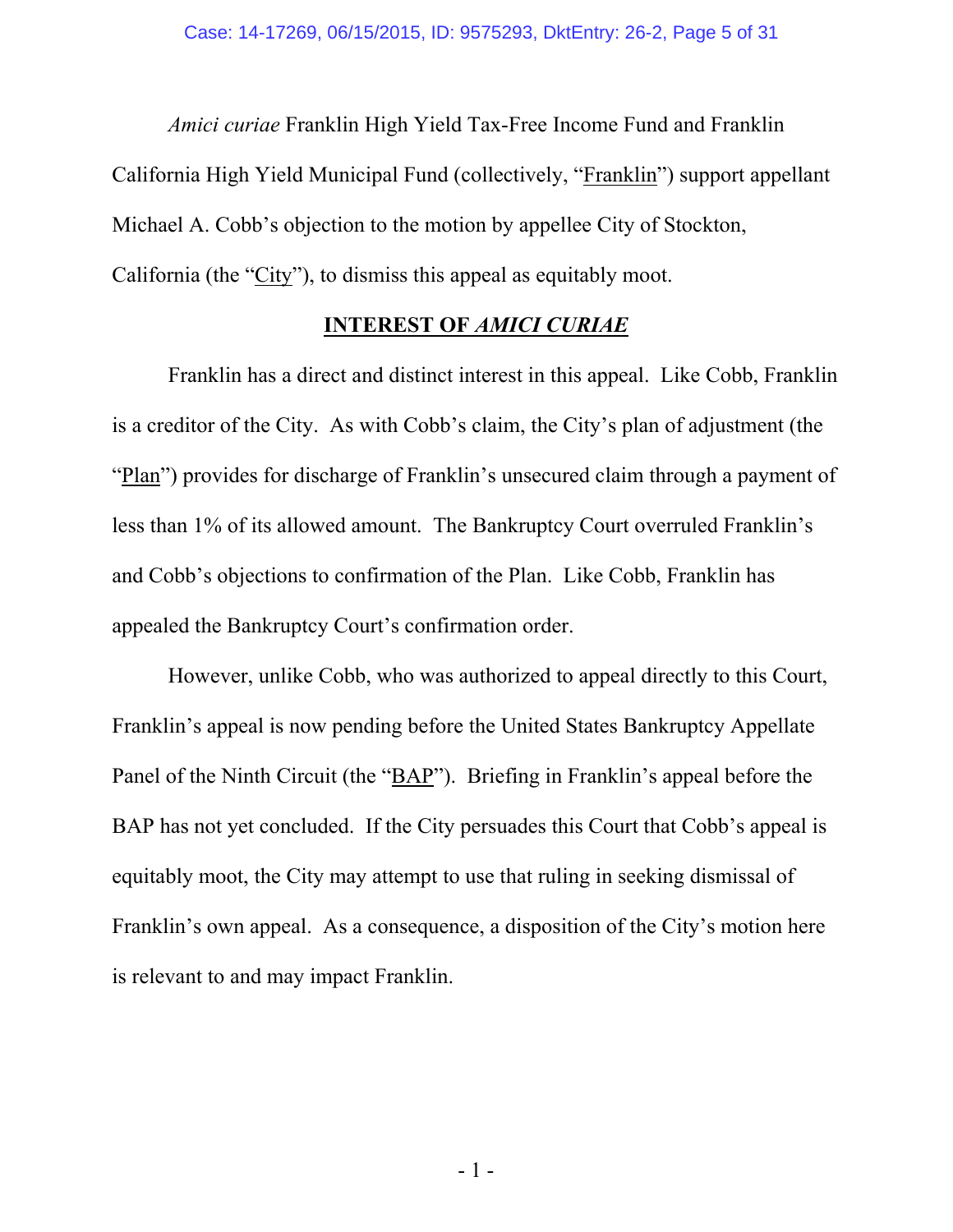*Amici curiae* Franklin High Yield Tax-Free Income Fund and Franklin California High Yield Municipal Fund (collectively, "Franklin") support appellant Michael A. Cobb's objection to the motion by appellee City of Stockton, California (the "City"), to dismiss this appeal as equitably moot.

## INTEREST OF *AMICI CURIAE*

Franklin has a direct and distinct interest in this appeal. Like Cobb, Franklin is a creditor of the City. As with Cobb's claim, the City's plan of adjustment (the "Plan") provides for discharge of Franklin's unsecured claim through a payment of less than 1% of its allowed amount. The Bankruptcy Court overruled Franklin's and Cobb's objections to confirmation of the Plan. Like Cobb, Franklin has appealed the Bankruptcy Court's confirmation order.

However, unlike Cobb, who was authorized to appeal directly to this Court, Franklin's appeal is now pending before the United States Bankruptcy Appellate Panel of the Ninth Circuit (the "BAP"). Briefing in Franklin's appeal before the BAP has not yet concluded. If the City persuades this Court that Cobb's appeal is equitably moot, the City may attempt to use that ruling in seeking dismissal of Franklin's own appeal. As a consequence, a disposition of the City's motion here is relevant to and may impact Franklin.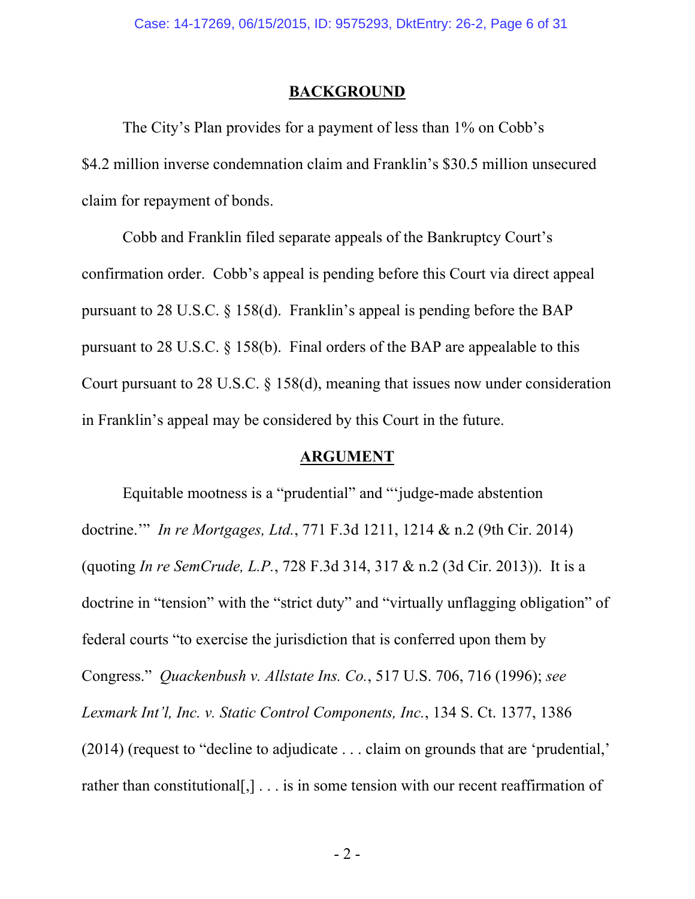## BACKGROUND

The City's Plan provides for a payment of less than 1% on Cobb's $4.2 million inverse condemnation claim and Franklin's $30.5 million unsecured claim for repayment of bonds.

Cobb and Franklin filed separate appeals of the Bankruptcy Court's confirmation order. Cobb's appeal is pending before this Court via direct appeal pursuant to 28 U.S.C. § 158(d). Franklin's appeal is pending before the BAP pursuant to 28 U.S.C. § 158(b). Final orders of the BAP are appealable to this Court pursuant to 28 U.S.C. § 158(d), meaning that issues now under consideration in Franklin's appeal may be considered by this Court in the future.

## ARGUMENT

Equitable mootness is a "prudential" and "'judge-made abstention doctrine.'" *In re Mortgages, Ltd.*, 771 F.3d 1211, 1214 & n.2 (9th Cir. 2014) (quoting *In re SemCrude, L.P.*, 728 F.3d 314, 317 & n.2 (3d Cir. 2013)). It is a doctrine in "tension" with the "strict duty" and "virtually unflagging obligation" of federal courts "to exercise the jurisdiction that is conferred upon them by Congress." *Quackenbush v. Allstate Ins. Co.*, 517 U.S. 706, 716 (1996); *see Lexmark Int'l, Inc. v. Static Control Components, Inc.*, 134 S. Ct. 1377, 1386 (2014) (request to "decline to adjudicate . . . claim on grounds that are 'prudential,' rather than constitutional[,] . . . is in some tension with our recent reaffirmation of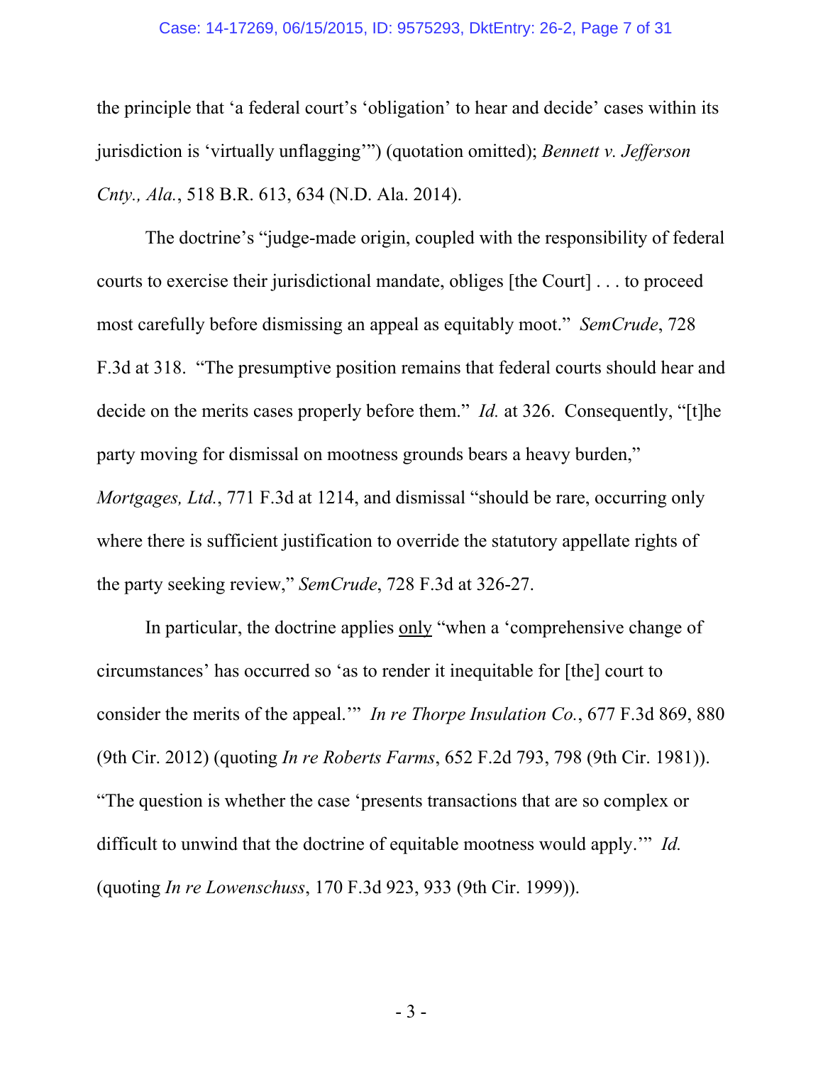the principle that 'a federal court's 'obligation' to hear and decide' cases within its jurisdiction is 'virtually unflagging'") (quotation omitted); *Bennett v. Jefferson Cnty., Ala.*, 518 B.R. 613, 634 (N.D. Ala. 2014).

The doctrine's "judge-made origin, coupled with the responsibility of federal courts to exercise their jurisdictional mandate, obliges [the Court] . . . to proceed most carefully before dismissing an appeal as equitably moot." *SemCrude*, 728 F.3d at 318. "The presumptive position remains that federal courts should hear and decide on the merits cases properly before them." *Id.* at 326. Consequently, "[t]he party moving for dismissal on mootness grounds bears a heavy burden," *Mortgages, Ltd.*, 771 F.3d at 1214, and dismissal "should be rare, occurring only where there is sufficient justification to override the statutory appellate rights of the party seeking review," *SemCrude*, 728 F.3d at 326-27.

In particular, the doctrine applies <u>only</u> "when a 'comprehensive change of circumstances' has occurred so 'as to render it inequitable for [the] court to consider the merits of the appeal.'" *In re Thorpe Insulation Co.*, 677 F.3d 869, 880 (9th Cir. 2012) (quoting *In re Roberts Farms*, 652 F.2d 793, 798 (9th Cir. 1981)). "The question is whether the case 'presents transactions that are so complex or difficult to unwind that the doctrine of equitable mootness would apply.'" *Id.* (quoting *In re Lowenschuss*, 170 F.3d 923, 933 (9th Cir. 1999)).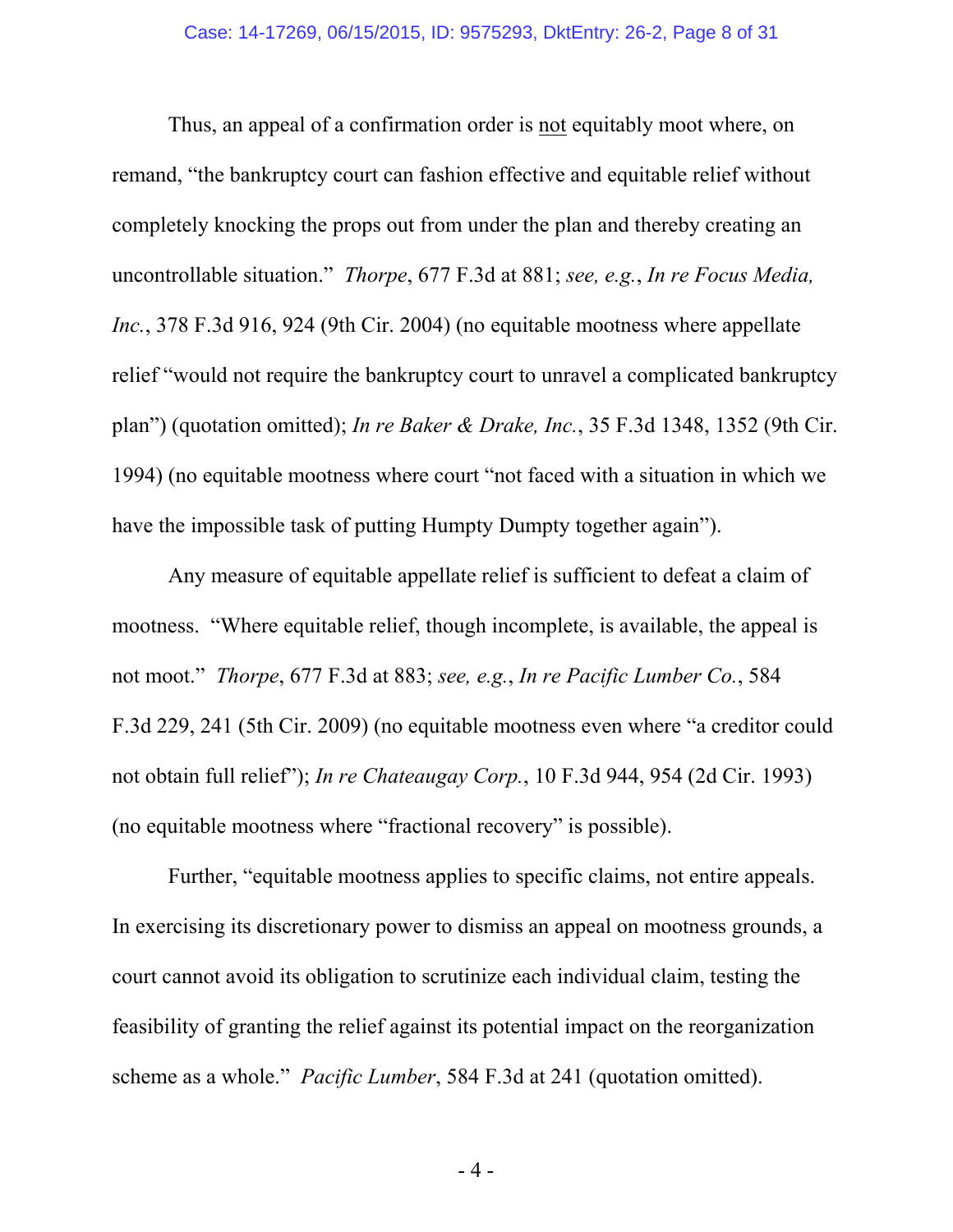Thus, an appeal of a confirmation order is not equitably moot where, on remand, "the bankruptcy court can fashion effective and equitable relief without completely knocking the props out from under the plan and thereby creating an uncontrollable situation." *Thorpe*, 677 F.3d at 881; *see, e.g.*, *In re Focus Media, Inc.*, 378 F.3d 916, 924 (9th Cir. 2004) (no equitable mootness where appellate relief "would not require the bankruptcy court to unravel a complicated bankruptcy plan") (quotation omitted); *In re Baker & Drake, Inc.*, 35 F.3d 1348, 1352 (9th Cir. 1994) (no equitable mootness where court "not faced with a situation in which we have the impossible task of putting Humpty Dumpty together again").

Any measure of equitable appellate relief is sufficient to defeat a claim of mootness. "Where equitable relief, though incomplete, is available, the appeal is not moot." *Thorpe*, 677 F.3d at 883; *see, e.g.*, *In re Pacific Lumber Co.*, 584 F.3d 229, 241 (5th Cir. 2009) (no equitable mootness even where "a creditor could not obtain full relief"); *In re Chateaugay Corp.*, 10 F.3d 944, 954 (2d Cir. 1993) (no equitable mootness where "fractional recovery" is possible).

Further, "equitable mootness applies to specific claims, not entire appeals. In exercising its discretionary power to dismiss an appeal on mootness grounds, a court cannot avoid its obligation to scrutinize each individual claim, testing the feasibility of granting the relief against its potential impact on the reorganization scheme as a whole." *Pacific Lumber*, 584 F.3d at 241 (quotation omitted).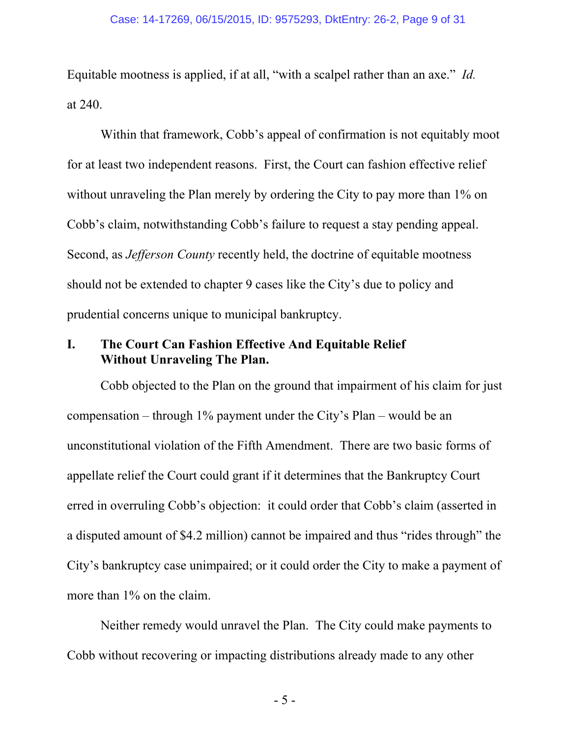Equitable mootness is applied, if at all, "with a scalpel rather than an axe." *Id.* at 240.

Within that framework, Cobb's appeal of confirmation is not equitably moot for at least two independent reasons. First, the Court can fashion effective relief without unraveling the Plan merely by ordering the City to pay more than 1% on Cobb's claim, notwithstanding Cobb's failure to request a stay pending appeal. Second, as *Jefferson County* recently held, the doctrine of equitable mootness should not be extended to chapter 9 cases like the City's due to policy and prudential concerns unique to municipal bankruptcy.

## I. The Court Can Fashion Effective And Equitable Relief Without Unraveling The Plan.

Cobb objected to the Plan on the ground that impairment of his claim for just compensation – through 1% payment under the City's Plan – would be an unconstitutional violation of the Fifth Amendment. There are two basic forms of appellate relief the Court could grant if it determines that the Bankruptcy Court erred in overruling Cobb's objection: it could order that Cobb's claim (asserted in a disputed amount of $4.2 million) cannot be impaired and thus "rides through" the City's bankruptcy case unimpaired; or it could order the City to make a payment of more than 1% on the claim.

Neither remedy would unravel the Plan. The City could make payments to Cobb without recovering or impacting distributions already made to any other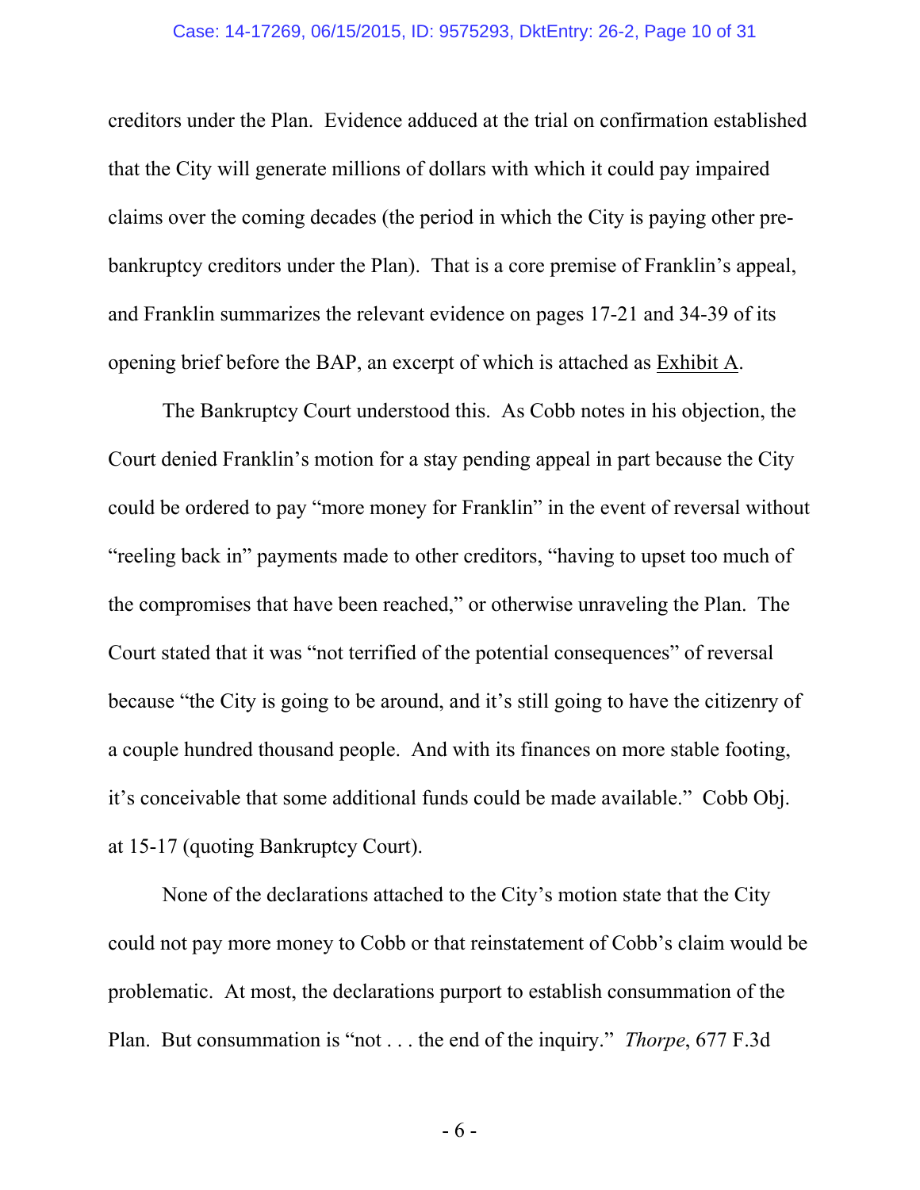creditors under the Plan. Evidence adduced at the trial on confirmation established that the City will generate millions of dollars with which it could pay impaired claims over the coming decades (the period in which the City is paying other pre-bankruptcy creditors under the Plan). That is a core premise of Franklin's appeal, and Franklin summarizes the relevant evidence on pages 17-21 and 34-39 of its opening brief before the BAP, an excerpt of which is attached as Exhibit A.

The Bankruptcy Court understood this. As Cobb notes in his objection, the Court denied Franklin's motion for a stay pending appeal in part because the City could be ordered to pay "more money for Franklin" in the event of reversal without "reeling back in" payments made to other creditors, "having to upset too much of the compromises that have been reached," or otherwise unraveling the Plan. The Court stated that it was "not terrified of the potential consequences" of reversal because "the City is going to be around, and it's still going to have the citizenry of a couple hundred thousand people. And with its finances on more stable footing, it's conceivable that some additional funds could be made available." Cobb Obj. at 15-17 (quoting Bankruptcy Court).

None of the declarations attached to the City's motion state that the City could not pay more money to Cobb or that reinstatement of Cobb's claim would be problematic. At most, the declarations purport to establish consummation of the Plan. But consummation is "not . . . the end of the inquiry." *Thorpe*, 677 F.3d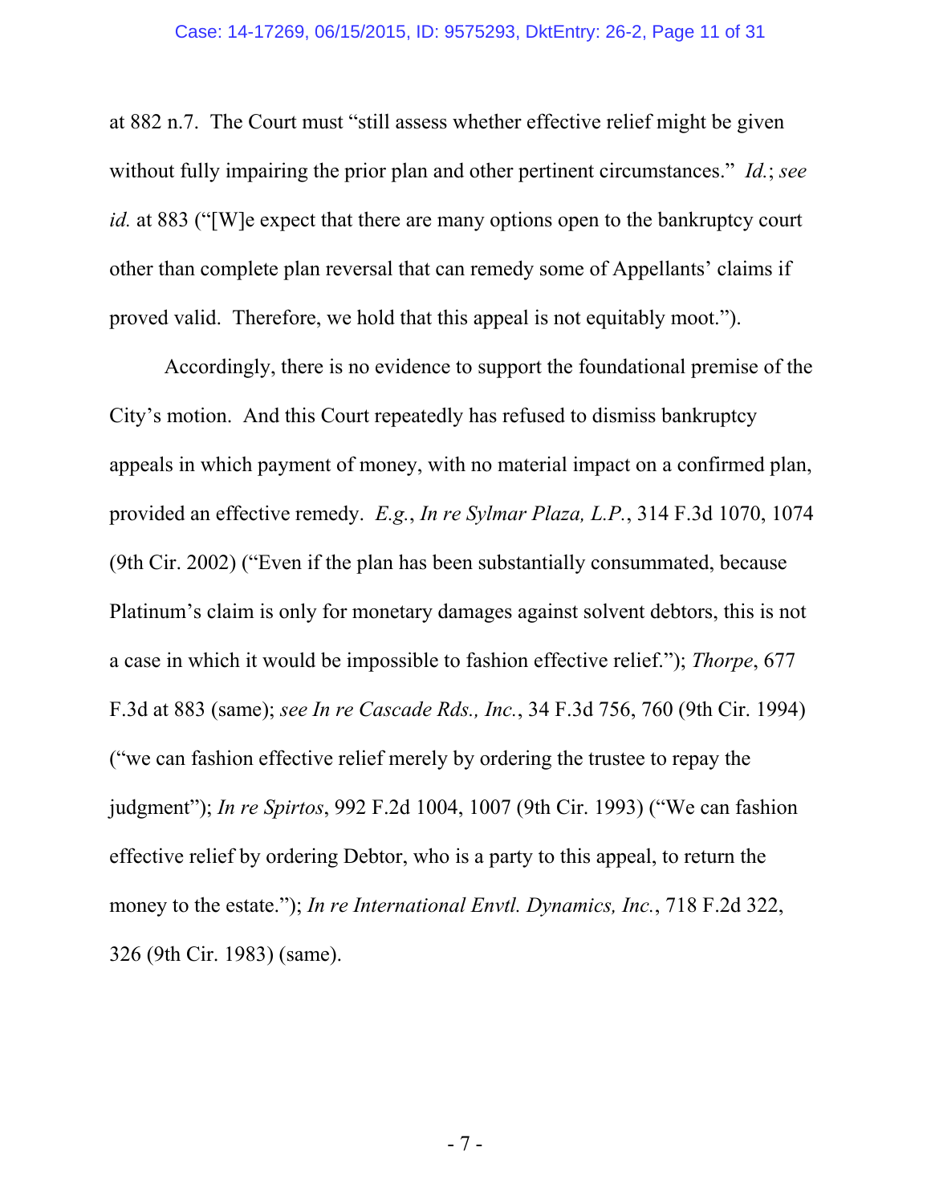at 882 n.7. The Court must "still assess whether effective relief might be given without fully impairing the prior plan and other pertinent circumstances." *Id.*; *see id.* at 883 ("[W]e expect that there are many options open to the bankruptcy court other than complete plan reversal that can remedy some of Appellants' claims if proved valid. Therefore, we hold that this appeal is not equitably moot.").

Accordingly, there is no evidence to support the foundational premise of the City's motion. And this Court repeatedly has refused to dismiss bankruptcy appeals in which payment of money, with no material impact on a confirmed plan, provided an effective remedy. *E.g.*, *In re Sylmar Plaza, L.P.*, 314 F.3d 1070, 1074 (9th Cir. 2002) ("Even if the plan has been substantially consummated, because Platinum's claim is only for monetary damages against solvent debtors, this is not a case in which it would be impossible to fashion effective relief."); *Thorpe*, 677 F.3d at 883 (same); *see In re Cascade Rds., Inc.*, 34 F.3d 756, 760 (9th Cir. 1994) ("we can fashion effective relief merely by ordering the trustee to repay the judgment"); *In re Spirtos*, 992 F.2d 1004, 1007 (9th Cir. 1993) ("We can fashion effective relief by ordering Debtor, who is a party to this appeal, to return the money to the estate."); *In re International Envtl. Dynamics, Inc.*, 718 F.2d 322, 326 (9th Cir. 1983) (same).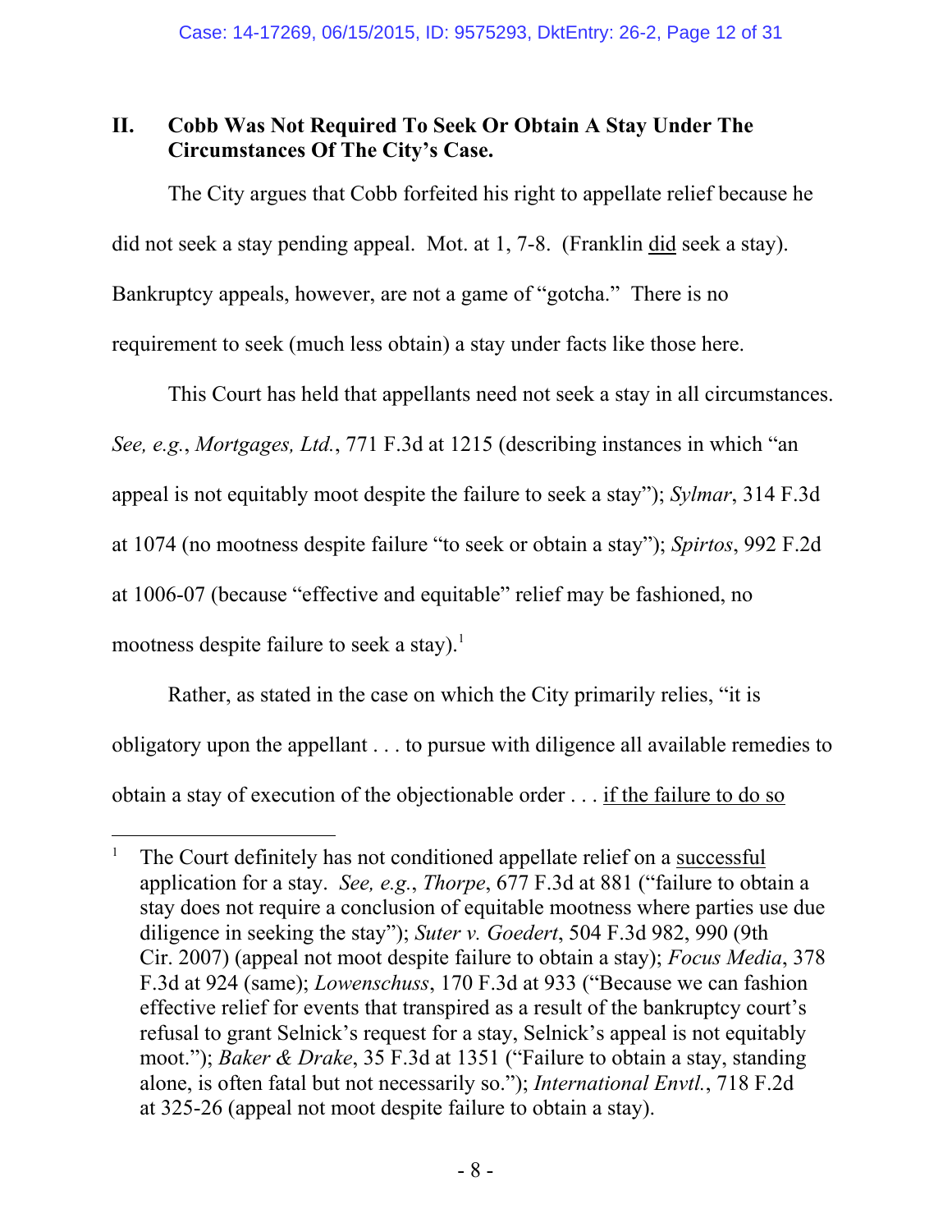## II. Cobb Was Not Required To Seek Or Obtain A Stay Under The Circumstances Of The City's Case.

The City argues that Cobb forfeited his right to appellate relief because he did not seek a stay pending appeal. Mot. at 1, 7-8. (Franklin did seek a stay). Bankruptcy appeals, however, are not a game of "gotcha." There is no requirement to seek (much less obtain) a stay under facts like those here.

This Court has held that appellants need not seek a stay in all circumstances. *See, e.g.*, *Mortgages, Ltd.*, 771 F.3d at 1215 (describing instances in which "an appeal is not equitably moot despite the failure to seek a stay"); *Sylmar*, 314 F.3d at 1074 (no mootness despite failure "to seek or obtain a stay"); *Spirtos*, 992 F.2d at 1006-07 (because "effective and equitable" relief may be fashioned, no mootness despite failure to seek a stay).[1]

Rather, as stated in the case on which the City primarily relies, "it is obligatory upon the appellant . . . to pursue with diligence all available remedies to obtain a stay of execution of the objectionable order . . . if the failure to do so

---

[1] The Court definitely has not conditioned appellate relief on a successful application for a stay. *See, e.g.*, *Thorpe*, 677 F.3d at 881 ("failure to obtain a stay does not require a conclusion of equitable mootness where parties use due diligence in seeking the stay"); *Suter v. Goedert*, 504 F.3d 982, 990 (9th Cir. 2007) (appeal not moot despite failure to obtain a stay); *Focus Media*, 378 F.3d at 924 (same); *Lowenschuss*, 170 F.3d at 933 ("Because we can fashion effective relief for events that transpired as a result of the bankruptcy court's refusal to grant Selnick's request for a stay, Selnick's appeal is not equitably moot."); *Baker & Drake*, 35 F.3d at 1351 ("Failure to obtain a stay, standing alone, is often fatal but not necessarily so."); *International Envtl.*, 718 F.2d at 325-26 (appeal not moot despite failure to obtain a stay).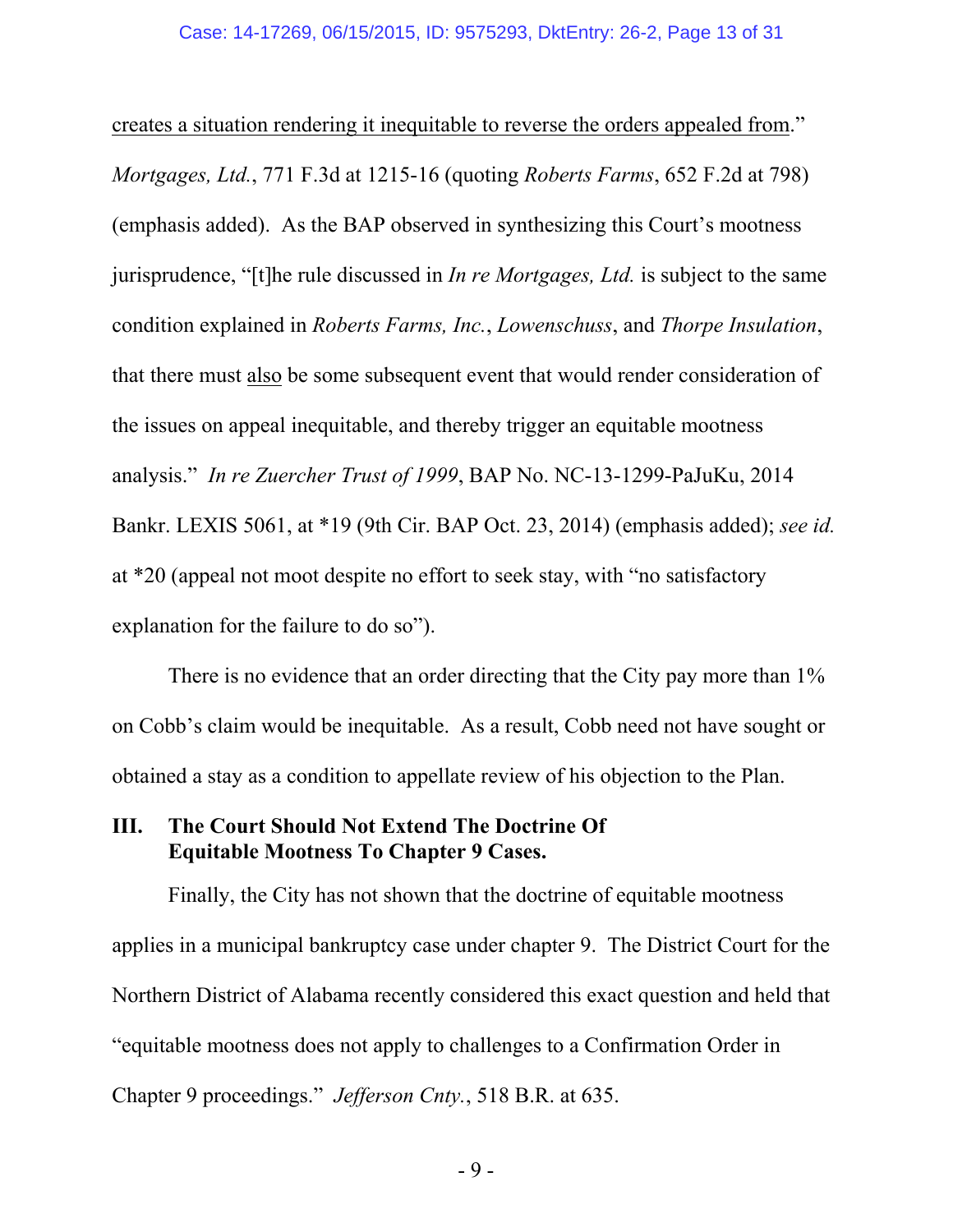<u>creates a situation rendering it inequitable to reverse the orders appealed from</u>." *Mortgages, Ltd.*, 771 F.3d at 1215-16 (quoting *Roberts Farms*, 652 F.2d at 798) (emphasis added). As the BAP observed in synthesizing this Court's mootness jurisprudence, "[t]he rule discussed in *In re Mortgages, Ltd.* is subject to the same condition explained in *Roberts Farms, Inc.*, *Lowenschuss*, and *Thorpe Insulation*, that there must <u>also</u> be some subsequent event that would render consideration of the issues on appeal inequitable, and thereby trigger an equitable mootness analysis." *In re Zuercher Trust of 1999*, BAP No. NC-13-1299-PaJuKu, 2014 Bankr. LEXIS 5061, at *19 (9th Cir. BAP Oct. 23, 2014) (emphasis added); *see id.* at *20 (appeal not moot despite no effort to seek stay, with "no satisfactory explanation for the failure to do so").

There is no evidence that an order directing that the City pay more than 1% on Cobb's claim would be inequitable. As a result, Cobb need not have sought or obtained a stay as a condition to appellate review of his objection to the Plan.

## III. The Court Should Not Extend The Doctrine Of Equitable Mootness To Chapter 9 Cases.

Finally, the City has not shown that the doctrine of equitable mootness applies in a municipal bankruptcy case under chapter 9. The District Court for the Northern District of Alabama recently considered this exact question and held that "equitable mootness does not apply to challenges to a Confirmation Order in Chapter 9 proceedings." *Jefferson Cnty.*, 518 B.R. at 635.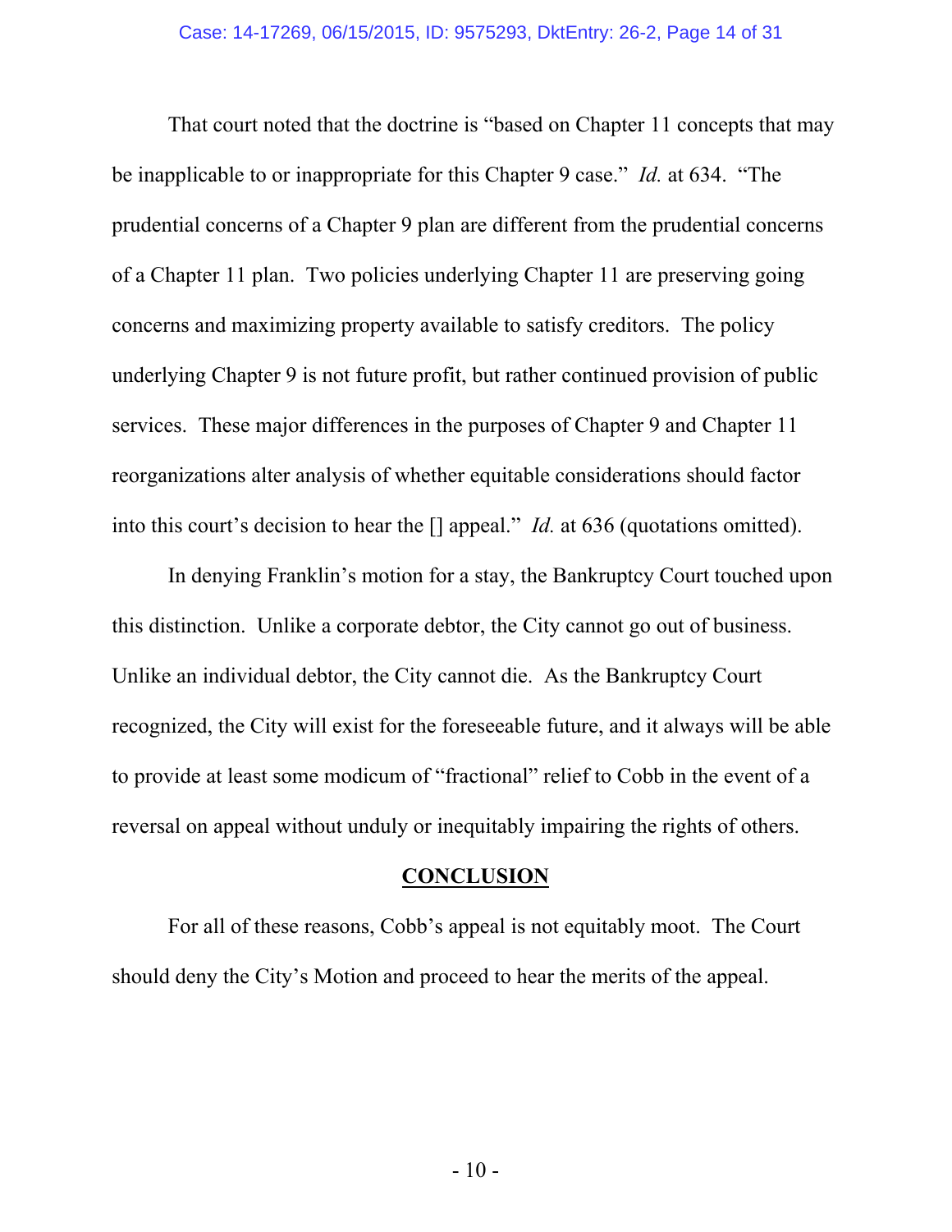That court noted that the doctrine is "based on Chapter 11 concepts that may be inapplicable to or inappropriate for this Chapter 9 case." *Id.* at 634. "The prudential concerns of a Chapter 9 plan are different from the prudential concerns of a Chapter 11 plan. Two policies underlying Chapter 11 are preserving going concerns and maximizing property available to satisfy creditors. The policy underlying Chapter 9 is not future profit, but rather continued provision of public services. These major differences in the purposes of Chapter 9 and Chapter 11 reorganizations alter analysis of whether equitable considerations should factor into this court's decision to hear the [] appeal." *Id.* at 636 (quotations omitted).

In denying Franklin's motion for a stay, the Bankruptcy Court touched upon this distinction. Unlike a corporate debtor, the City cannot go out of business. Unlike an individual debtor, the City cannot die. As the Bankruptcy Court recognized, the City will exist for the foreseeable future, and it always will be able to provide at least some modicum of "fractional" relief to Cobb in the event of a reversal on appeal without unduly or inequitably impairing the rights of others.

## CONCLUSION

For all of these reasons, Cobb's appeal is not equitably moot. The Court should deny the City's Motion and proceed to hear the merits of the appeal.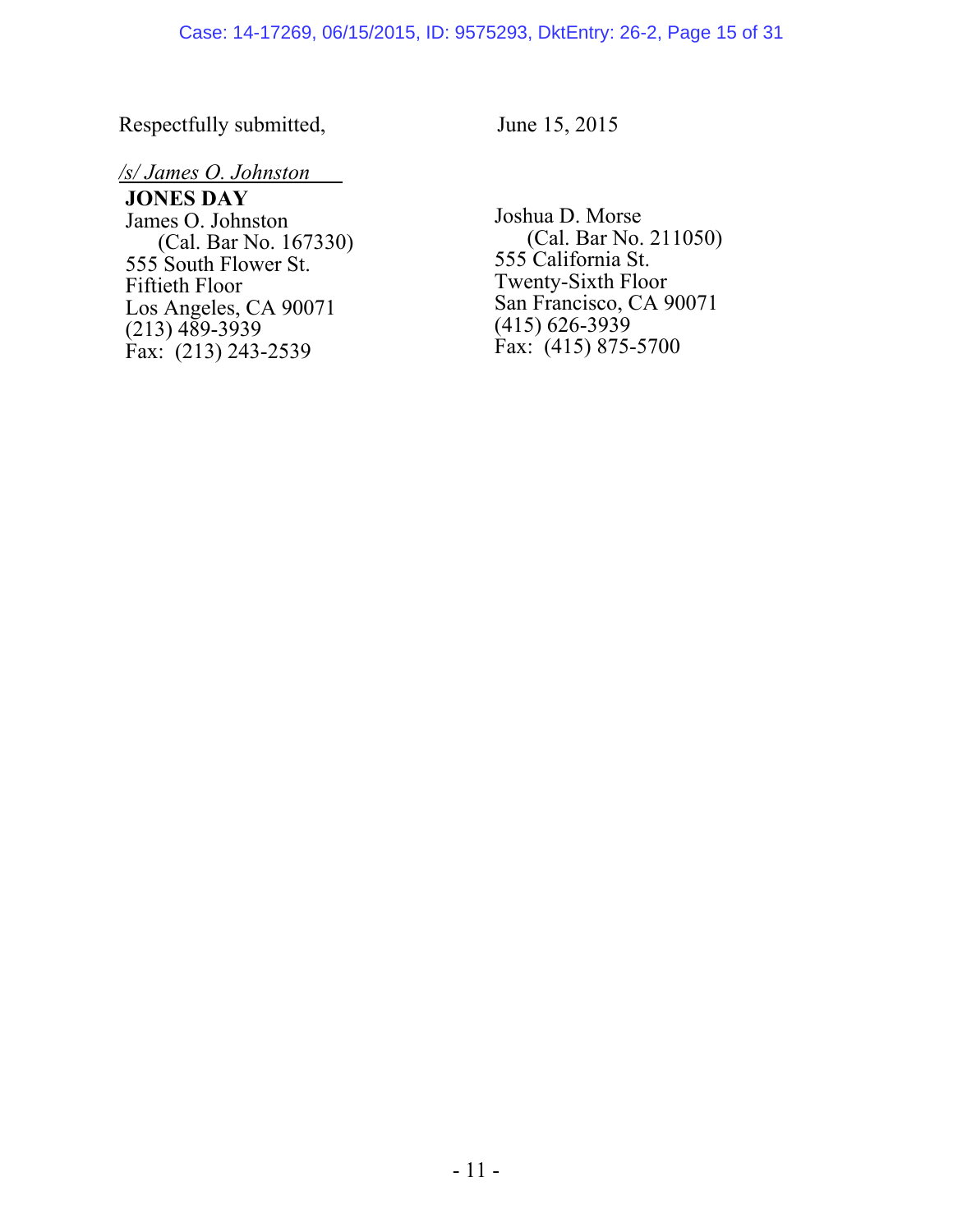Respectfully submitted,

June 15, 2015

*/s/ James O. Johnston*

**JONES DAY**

James O. Johnston
(Cal. Bar No. 167330)
555 South Flower St.
Fiftieth Floor
Los Angeles, CA 90071
(213) 489-3939
Fax: (213) 243-2539

Joshua D. Morse
(Cal. Bar No. 211050)
555 California St.
Twenty-Sixth Floor
San Francisco, CA 90071
(415) 626-3939
Fax: (415) 875-5700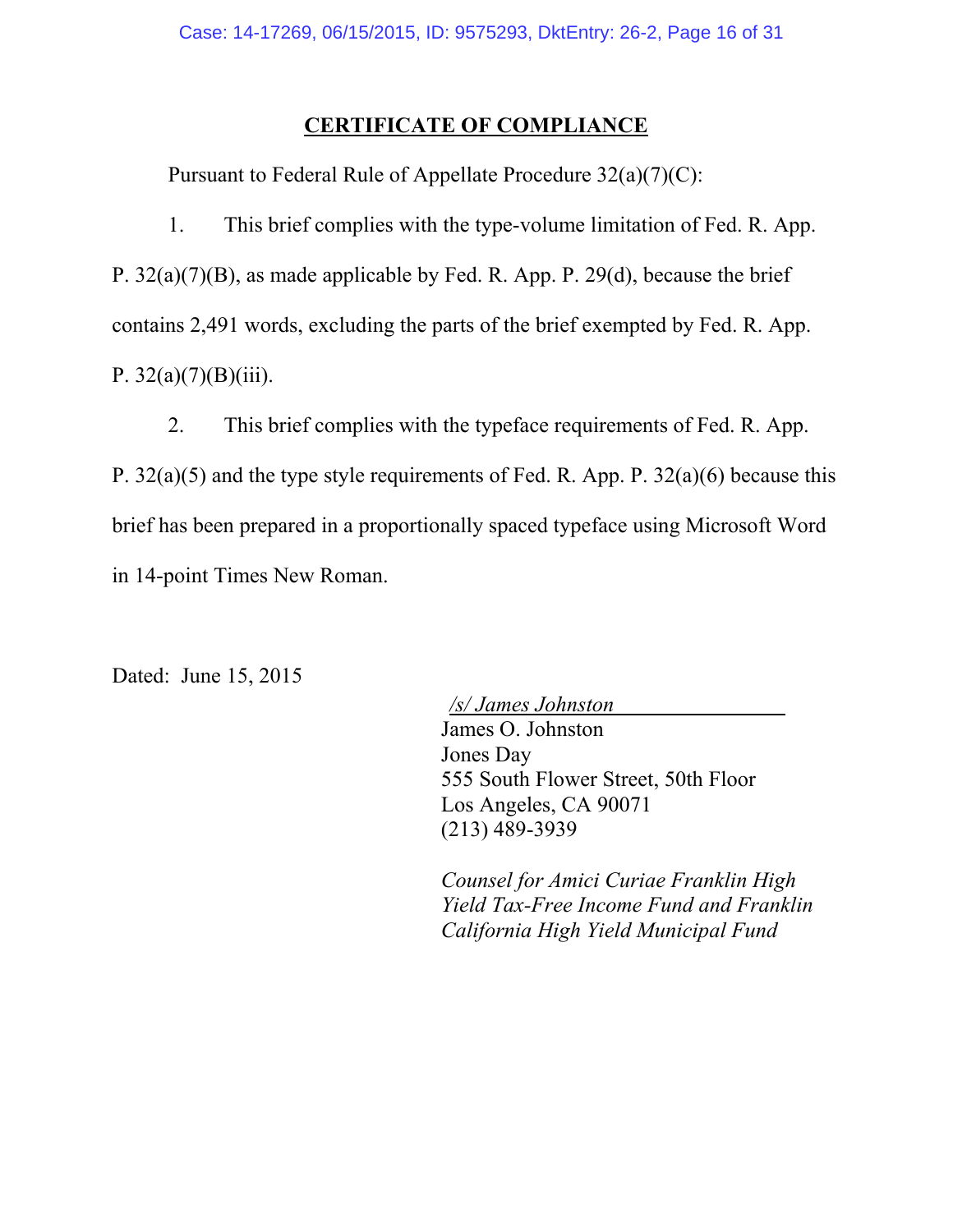## CERTIFICATE OF COMPLIANCE

Pursuant to Federal Rule of Appellate Procedure 32(a)(7)(C):

1. This brief complies with the type-volume limitation of Fed. R. App. P. 32(a)(7)(B), as made applicable by Fed. R. App. P. 29(d), because the brief contains 2,491 words, excluding the parts of the brief exempted by Fed. R. App. P. 32(a)(7)(B)(iii).

2. This brief complies with the typeface requirements of Fed. R. App. P. 32(a)(5) and the type style requirements of Fed. R. App. P. 32(a)(6) because this brief has been prepared in a proportionally spaced typeface using Microsoft Word in 14-point Times New Roman.

Dated: June 15, 2015

*/s/ James Johnston*
James O. Johnston
Jones Day
555 South Flower Street, 50th Floor
Los Angeles, CA 90071
(213) 489-3939

*Counsel for Amici Curiae Franklin High Yield Tax-Free Income Fund and Franklin California High Yield Municipal Fund*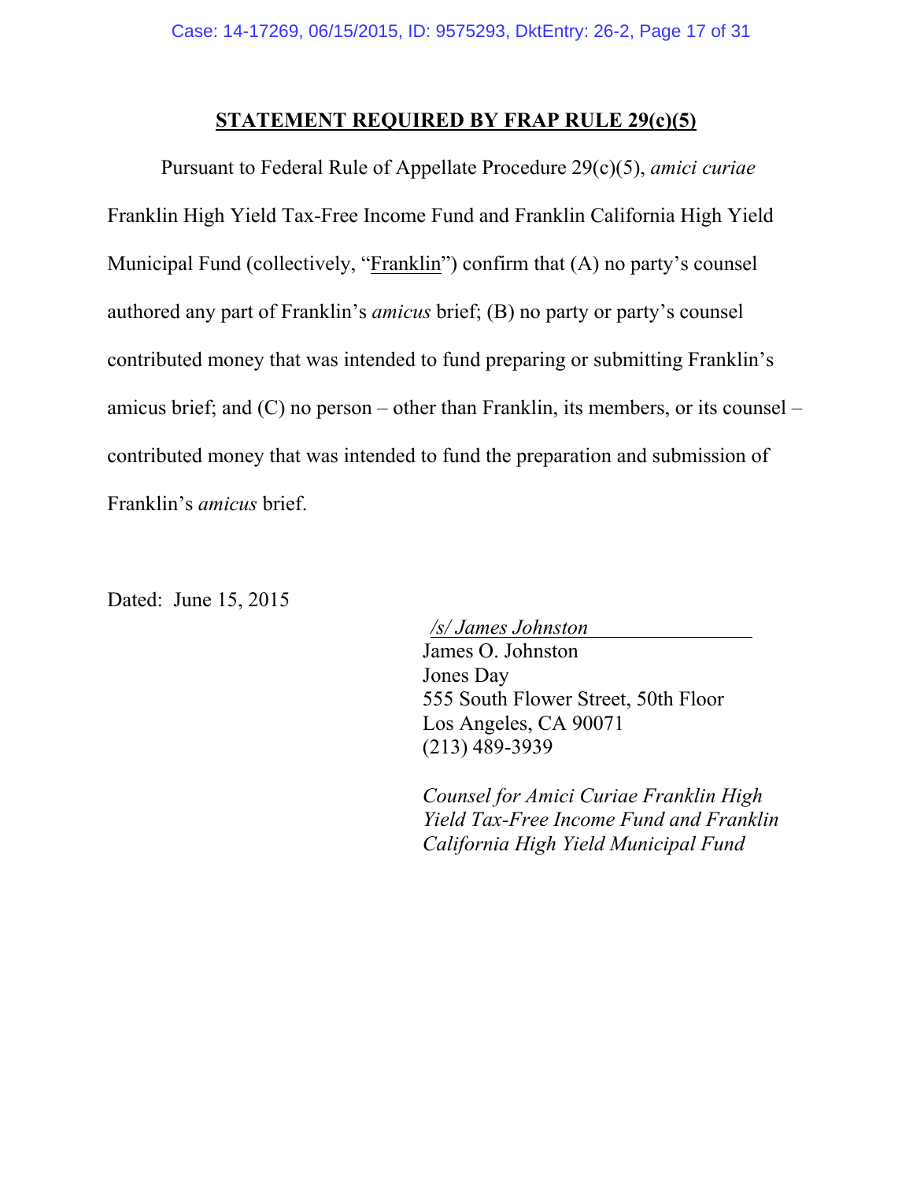## STATEMENT REQUIRED BY FRAP RULE 29(c)(5)

Pursuant to Federal Rule of Appellate Procedure 29(c)(5), *amici curiae* Franklin High Yield Tax-Free Income Fund and Franklin California High Yield Municipal Fund (collectively, "Franklin") confirm that (A) no party's counsel authored any part of Franklin's *amicus* brief; (B) no party or party's counsel contributed money that was intended to fund preparing or submitting Franklin's amicus brief; and (C) no person – other than Franklin, its members, or its counsel – contributed money that was intended to fund the preparation and submission of Franklin's *amicus* brief.

Dated: June 15, 2015

*/s/ James Johnston*
James O. Johnston
Jones Day
555 South Flower Street, 50th Floor
Los Angeles, CA 90071
(213) 489-3939

*Counsel for Amici Curiae Franklin High Yield Tax-Free Income Fund and Franklin California High Yield Municipal Fund*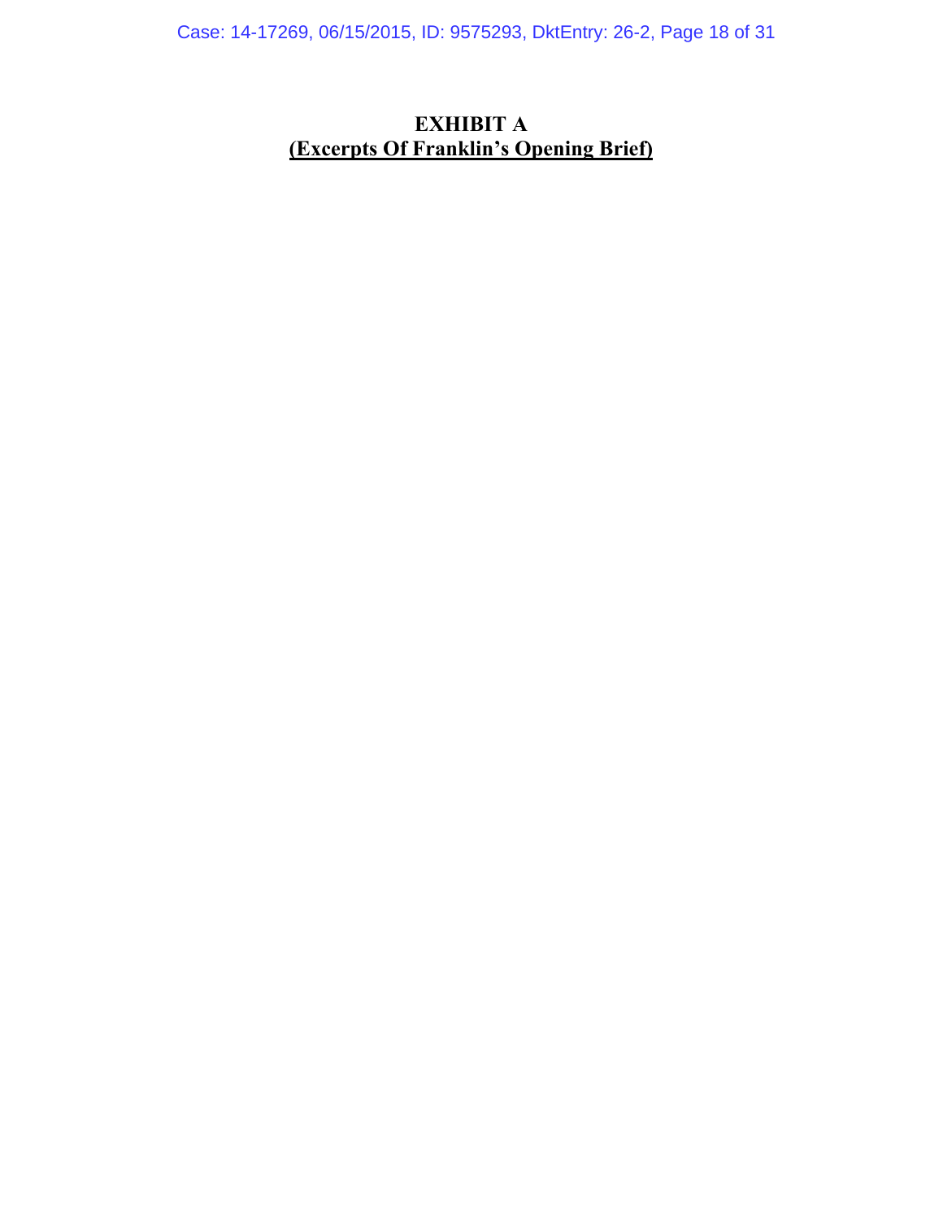# EXHIBIT A

**(Excerpts Of Franklin's Opening Brief)**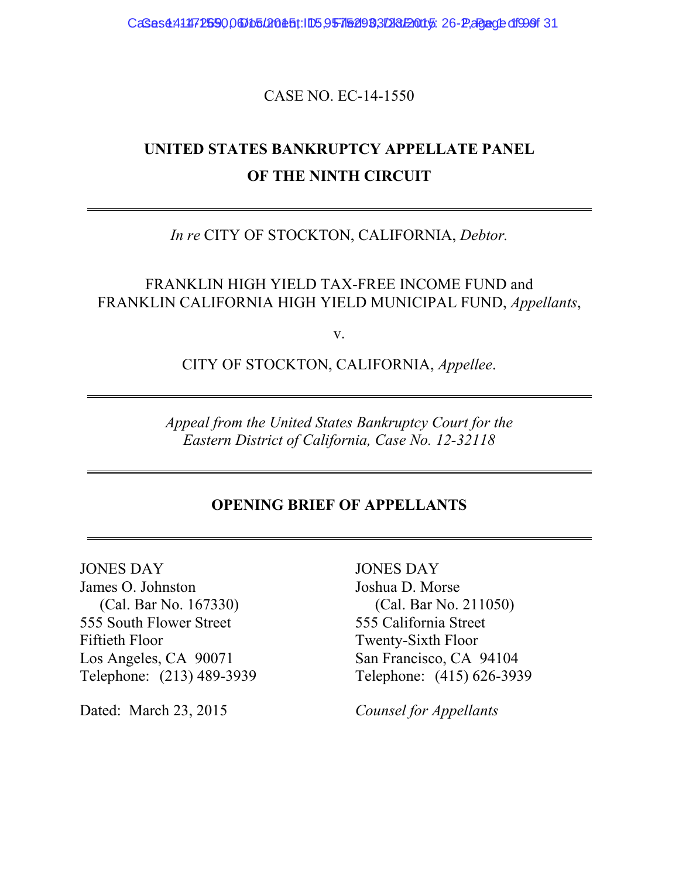CASE NO. EC-14-1550

**UNITED STATES BANKRUPTCY APPELLATE PANEL**
**OF THE NINTH CIRCUIT**

---

*In re* CITY OF STOCKTON, CALIFORNIA, *Debtor.*

FRANKLIN HIGH YIELD TAX-FREE INCOME FUND and FRANKLIN CALIFORNIA HIGH YIELD MUNICIPAL FUND, *Appellants*,

v.

CITY OF STOCKTON, CALIFORNIA, *Appellee*.

---

*Appeal from the United States Bankruptcy Court for the Eastern District of California, Case No. 12-32118*

---

**OPENING BRIEF OF APPELLANTS**

---

JONES DAY
James O. Johnston
(Cal. Bar No. 167330)
555 South Flower Street
Fiftieth Floor
Los Angeles, CA 90071
Telephone: (213) 489-3939

JONES DAY
Joshua D. Morse
(Cal. Bar No. 211050)
555 California Street
Twenty-Sixth Floor
San Francisco, CA 94104
Telephone: (415) 626-3939

Dated: March 23, 2015

*Counsel for Appellants*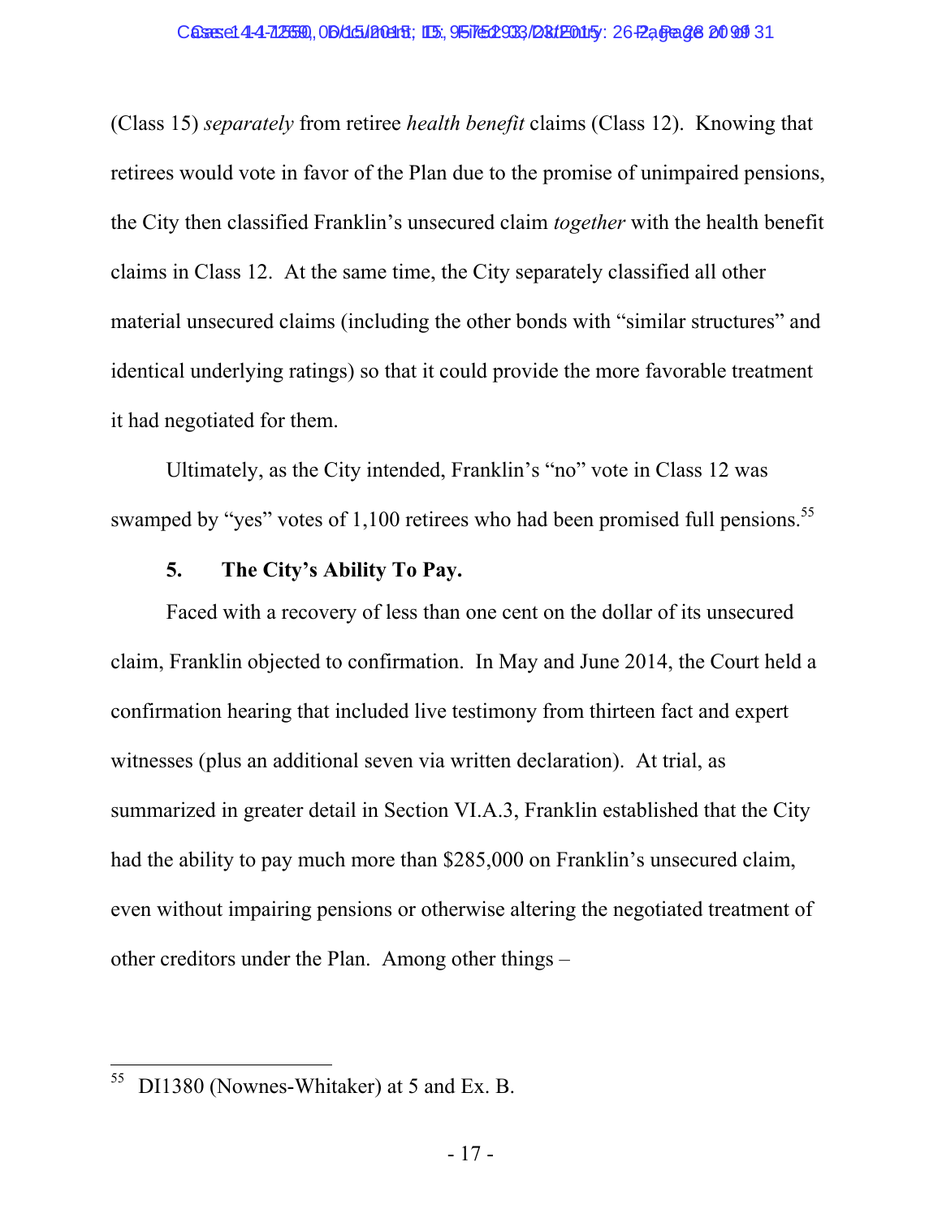(Class 15) *separately* from retiree *health benefit* claims (Class 12). Knowing that retirees would vote in favor of the Plan due to the promise of unimpaired pensions, the City then classified Franklin's unsecured claim *together* with the health benefit claims in Class 12. At the same time, the City separately classified all other material unsecured claims (including the other bonds with "similar structures" and identical underlying ratings) so that it could provide the more favorable treatment it had negotiated for them.

Ultimately, as the City intended, Franklin's "no" vote in Class 12 was swamped by "yes" votes of 1,100 retirees who had been promised full pensions.[55]

### 5. The City's Ability To Pay.

Faced with a recovery of less than one cent on the dollar of its unsecured claim, Franklin objected to confirmation. In May and June 2014, the Court held a confirmation hearing that included live testimony from thirteen fact and expert witnesses (plus an additional seven via written declaration). At trial, as summarized in greater detail in Section VI.A.3, Franklin established that the City had the ability to pay much more than $285,000 on Franklin's unsecured claim, even without impairing pensions or otherwise altering the negotiated treatment of other creditors under the Plan. Among other things –

---

[55] DI1380 (Nownes-Whitaker) at 5 and Ex. B.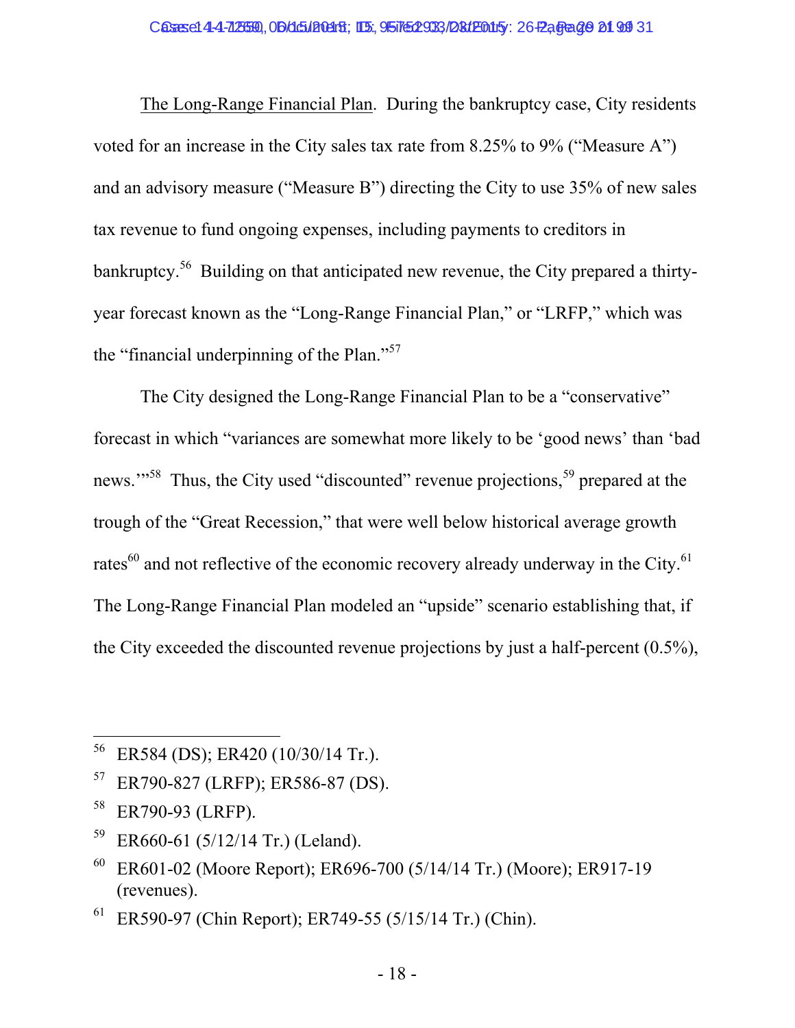The Long-Range Financial Plan. During the bankruptcy case, City residents voted for an increase in the City sales tax rate from 8.25% to 9% ("Measure A") and an advisory measure ("Measure B") directing the City to use 35% of new sales tax revenue to fund ongoing expenses, including payments to creditors in bankruptcy.[56] Building on that anticipated new revenue, the City prepared a thirty-year forecast known as the "Long-Range Financial Plan," or "LRFP," which was the "financial underpinning of the Plan."[57]

The City designed the Long-Range Financial Plan to be a "conservative" forecast in which "variances are somewhat more likely to be 'good news' than 'bad news.'"[58] Thus, the City used "discounted" revenue projections,[59] prepared at the trough of the "Great Recession," that were well below historical average growth rates[60] and not reflective of the economic recovery already underway in the City.[61] The Long-Range Financial Plan modeled an "upside" scenario establishing that, if the City exceeded the discounted revenue projections by just a half-percent (0.5%),

---

[56] ER584 (DS); ER420 (10/30/14 Tr.).

[57] ER790-827 (LRFP); ER586-87 (DS).

[58] ER790-93 (LRFP).

[59] ER660-61 (5/12/14 Tr.) (Leland).

[60] ER601-02 (Moore Report); ER696-700 (5/14/14 Tr.) (Moore); ER917-19 (revenues).

[61] ER590-97 (Chin Report); ER749-55 (5/15/14 Tr.) (Chin).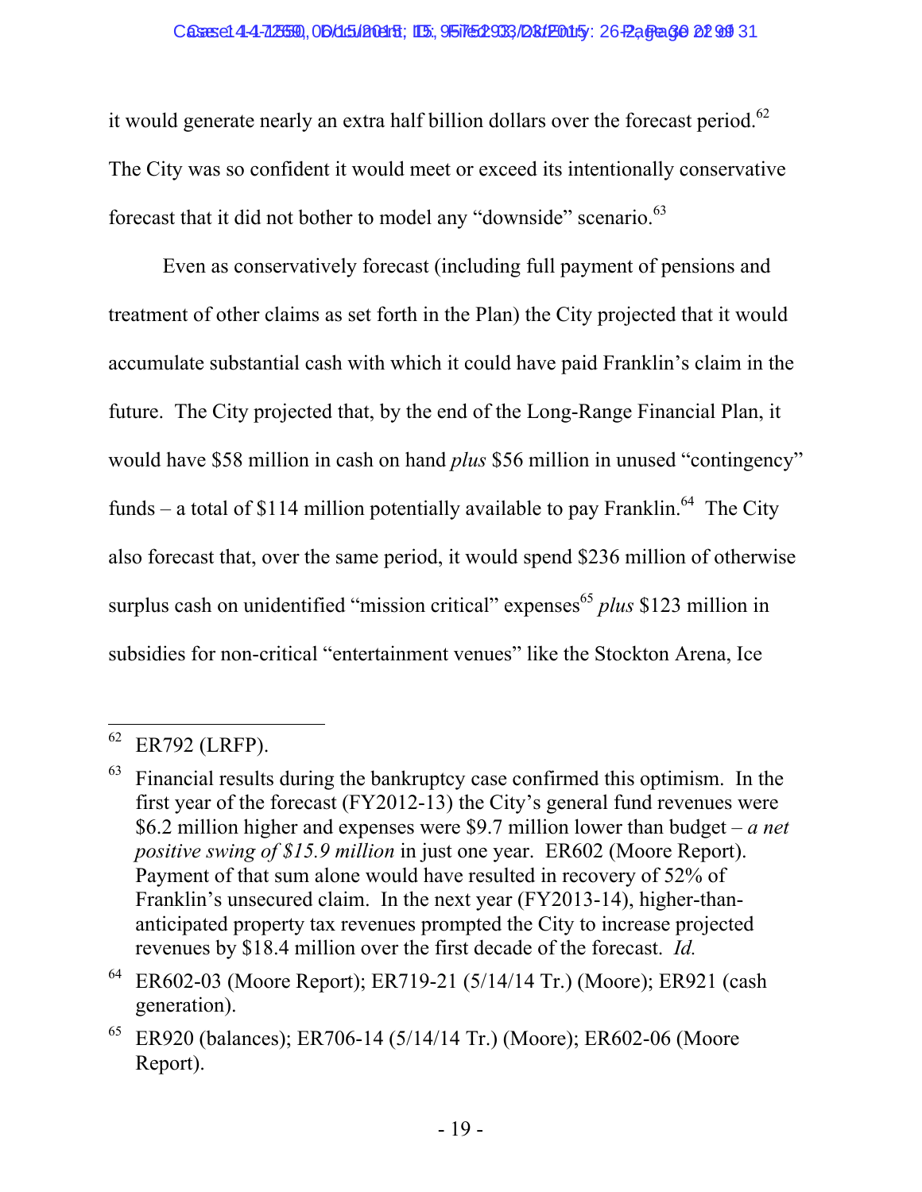it would generate nearly an extra half billion dollars over the forecast period.[62] The City was so confident it would meet or exceed its intentionally conservative forecast that it did not bother to model any "downside" scenario.[63]

Even as conservatively forecast (including full payment of pensions and treatment of other claims as set forth in the Plan) the City projected that it would accumulate substantial cash with which it could have paid Franklin's claim in the future. The City projected that, by the end of the Long-Range Financial Plan, it would have $58 million in cash on hand *plus* $56 million in unused "contingency" funds – a total of $114 million potentially available to pay Franklin.[64] The City also forecast that, over the same period, it would spend $236 million of otherwise surplus cash on unidentified "mission critical" expenses[65] *plus* $123 million in subsidies for non-critical "entertainment venues" like the Stockton Arena, Ice

---

[62] ER792 (LRFP).

[63] Financial results during the bankruptcy case confirmed this optimism. In the first year of the forecast (FY2012-13) the City's general fund revenues were $6.2 million higher and expenses were $9.7 million lower than budget – *a net positive swing of $15.9 million* in just one year. ER602 (Moore Report). Payment of that sum alone would have resulted in recovery of 52% of Franklin's unsecured claim. In the next year (FY2013-14), higher-than-anticipated property tax revenues prompted the City to increase projected revenues by $18.4 million over the first decade of the forecast. *Id.*

[64] ER602-03 (Moore Report); ER719-21 (5/14/14 Tr.) (Moore); ER921 (cash generation).

[65] ER920 (balances); ER706-14 (5/14/14 Tr.) (Moore); ER602-06 (Moore Report).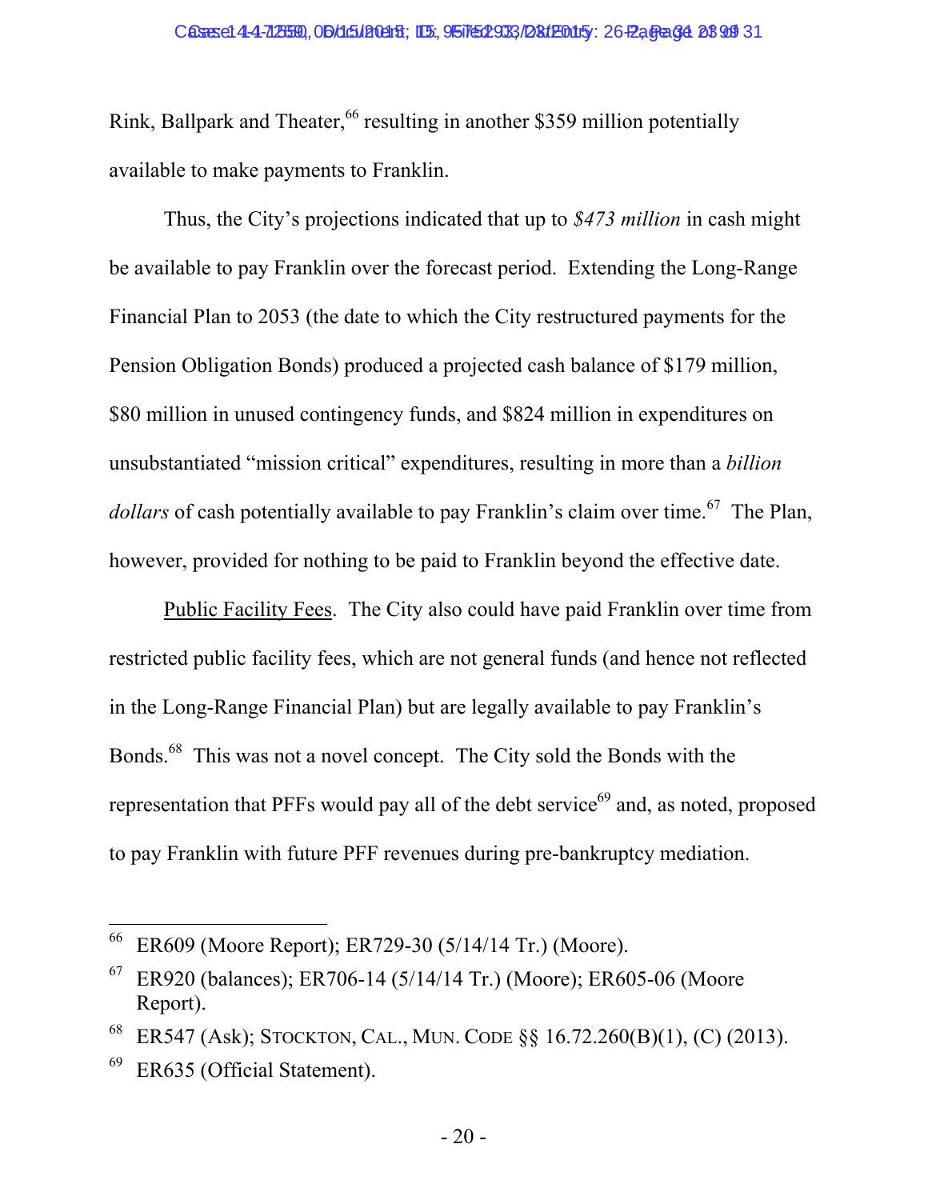Rink, Ballpark and Theater,[66] resulting in another $359 million potentially available to make payments to Franklin.

Thus, the City's projections indicated that up to *$473 million* in cash might be available to pay Franklin over the forecast period. Extending the Long-Range Financial Plan to 2053 (the date to which the City restructured payments for the Pension Obligation Bonds) produced a projected cash balance of $179 million, $80 million in unused contingency funds, and $824 million in expenditures on unsubstantiated "mission critical" expenditures, resulting in more than a *billion dollars* of cash potentially available to pay Franklin's claim over time.[67] The Plan, however, provided for nothing to be paid to Franklin beyond the effective date.

Public Facility Fees. The City also could have paid Franklin over time from restricted public facility fees, which are not general funds (and hence not reflected in the Long-Range Financial Plan) but are legally available to pay Franklin's Bonds.[68] This was not a novel concept. The City sold the Bonds with the representation that PFFs would pay all of the debt service[69] and, as noted, proposed to pay Franklin with future PFF revenues during pre-bankruptcy mediation.

---

[66] ER609 (Moore Report); ER729-30 (5/14/14 Tr.) (Moore).

[67] ER920 (balances); ER706-14 (5/14/14 Tr.) (Moore); ER605-06 (Moore Report).

[68] ER547 (Ask); STOCKTON, CAL., MUN. CODE §§ 16.72.260(B)(1), (C) (2013).

[69] ER635 (Official Statement).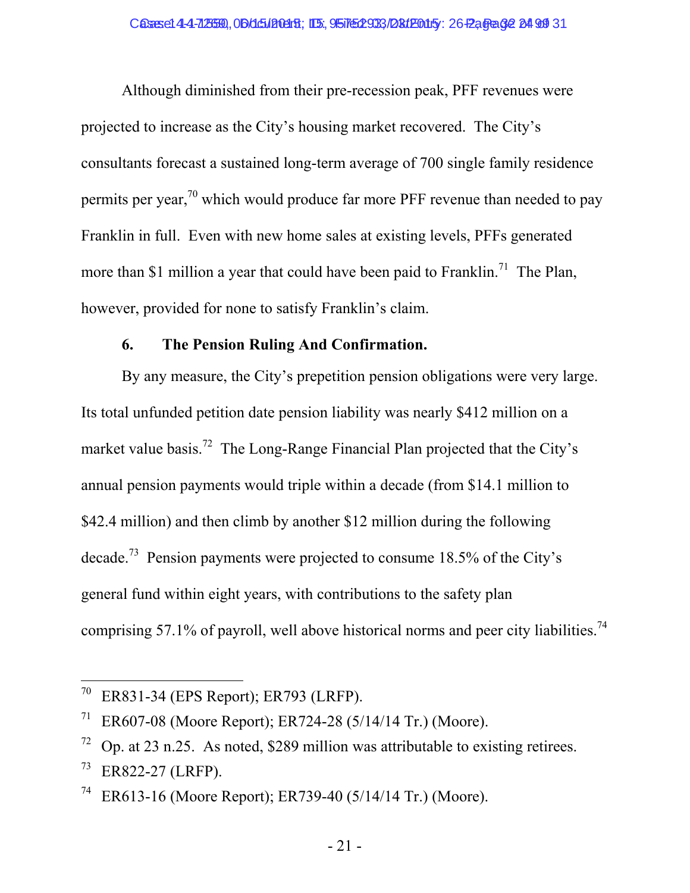Although diminished from their pre-recession peak, PFF revenues were projected to increase as the City's housing market recovered. The City's consultants forecast a sustained long-term average of 700 single family residence permits per year,[70] which would produce far more PFF revenue than needed to pay Franklin in full. Even with new home sales at existing levels, PFFs generated more than $1 million a year that could have been paid to Franklin.[71] The Plan, however, provided for none to satisfy Franklin's claim.

**6. The Pension Ruling And Confirmation.**

By any measure, the City's prepetition pension obligations were very large. Its total unfunded petition date pension liability was nearly $412 million on a market value basis.[72] The Long-Range Financial Plan projected that the City's annual pension payments would triple within a decade (from $14.1 million to $42.4 million) and then climb by another $12 million during the following decade.[73] Pension payments were projected to consume 18.5% of the City's general fund within eight years, with contributions to the safety plan comprising 57.1% of payroll, well above historical norms and peer city liabilities.[74]

---

[70] ER831-34 (EPS Report); ER793 (LRFP).

[71] ER607-08 (Moore Report); ER724-28 (5/14/14 Tr.) (Moore).

[72] Op. at 23 n.25. As noted, $289 million was attributable to existing retirees.

[73] ER822-27 (LRFP).

[74] ER613-16 (Moore Report); ER739-40 (5/14/14 Tr.) (Moore).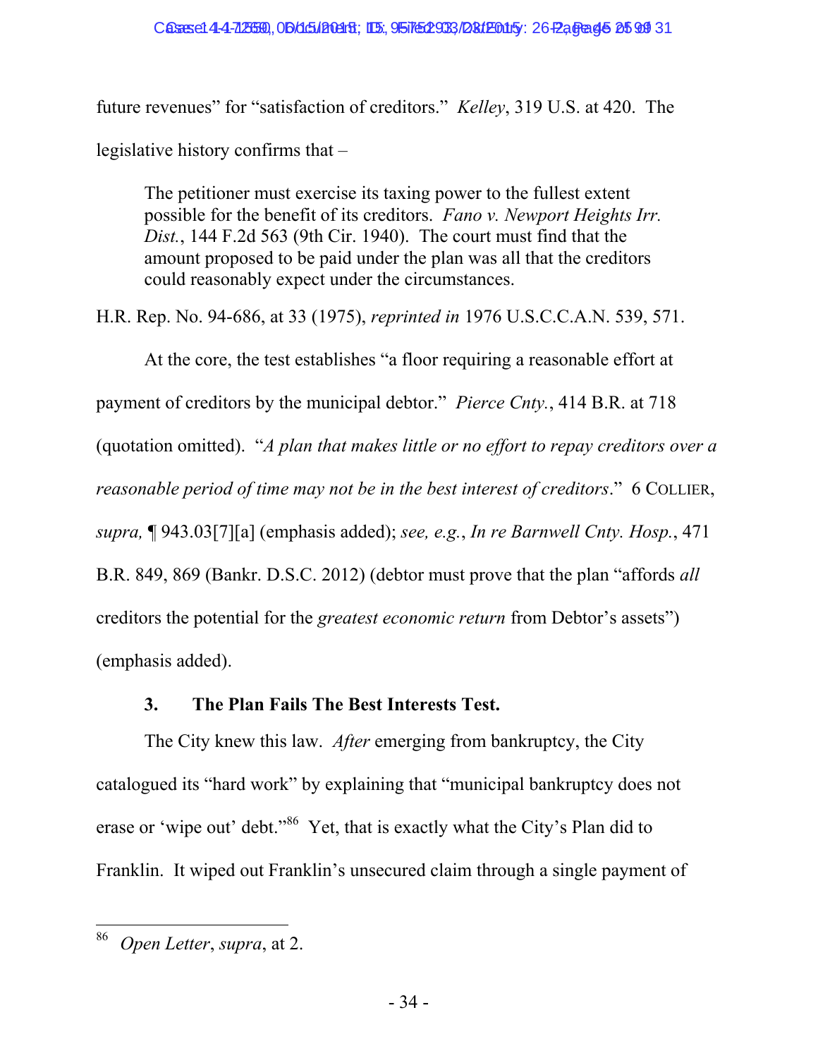future revenues" for "satisfaction of creditors." *Kelley*, 319 U.S. at 420. The legislative history confirms that –

> The petitioner must exercise its taxing power to the fullest extent possible for the benefit of its creditors. *Fano v. Newport Heights Irr. Dist.*, 144 F.2d 563 (9th Cir. 1940). The court must find that the amount proposed to be paid under the plan was all that the creditors could reasonably expect under the circumstances.

H.R. Rep. No. 94-686, at 33 (1975), *reprinted in* 1976 U.S.C.C.A.N. 539, 571.

At the core, the test establishes "a floor requiring a reasonable effort at payment of creditors by the municipal debtor." *Pierce Cnty.*, 414 B.R. at 718 (quotation omitted). "*A plan that makes little or no effort to repay creditors over a reasonable period of time may not be in the best interest of creditors*." 6 COLLIER, *supra,* ¶ 943.03[7][a] (emphasis added); *see, e.g.*, *In re Barnwell Cnty. Hosp.*, 471 B.R. 849, 869 (Bankr. D.S.C. 2012) (debtor must prove that the plan "affords *all* creditors the potential for the *greatest economic return* from Debtor's assets") (emphasis added).

### 3. The Plan Fails The Best Interests Test.

The City knew this law. *After* emerging from bankruptcy, the City catalogued its "hard work" by explaining that "municipal bankruptcy does not erase or 'wipe out' debt."[86] Yet, that is exactly what the City's Plan did to Franklin. It wiped out Franklin's unsecured claim through a single payment of

---

[86] *Open Letter*, *supra*, at 2.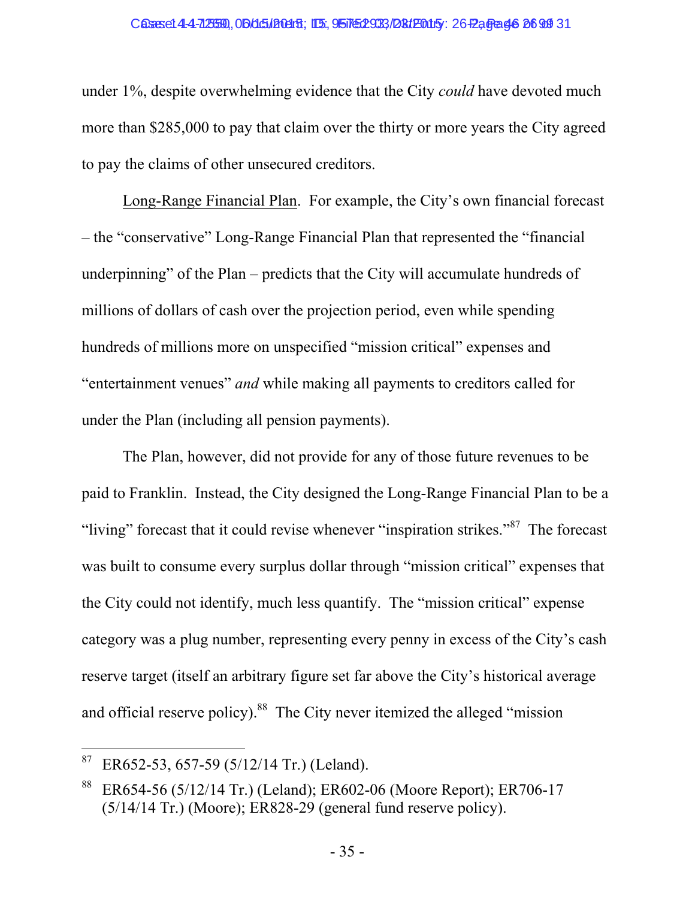under 1%, despite overwhelming evidence that the City *could* have devoted much more than $285,000 to pay that claim over the thirty or more years the City agreed to pay the claims of other unsecured creditors.

<u>Long-Range Financial Plan</u>. For example, the City's own financial forecast – the "conservative" Long-Range Financial Plan that represented the "financial underpinning" of the Plan – predicts that the City will accumulate hundreds of millions of dollars of cash over the projection period, even while spending hundreds of millions more on unspecified "mission critical" expenses and "entertainment venues" *and* while making all payments to creditors called for under the Plan (including all pension payments).

The Plan, however, did not provide for any of those future revenues to be paid to Franklin. Instead, the City designed the Long-Range Financial Plan to be a "living" forecast that it could revise whenever "inspiration strikes."[87] The forecast was built to consume every surplus dollar through "mission critical" expenses that the City could not identify, much less quantify. The "mission critical" expense category was a plug number, representing every penny in excess of the City's cash reserve target (itself an arbitrary figure set far above the City's historical average and official reserve policy).[88] The City never itemized the alleged "mission

---

[87] ER652-53, 657-59 (5/12/14 Tr.) (Leland).

[88] ER654-56 (5/12/14 Tr.) (Leland); ER602-06 (Moore Report); ER706-17 (5/14/14 Tr.) (Moore); ER828-29 (general fund reserve policy).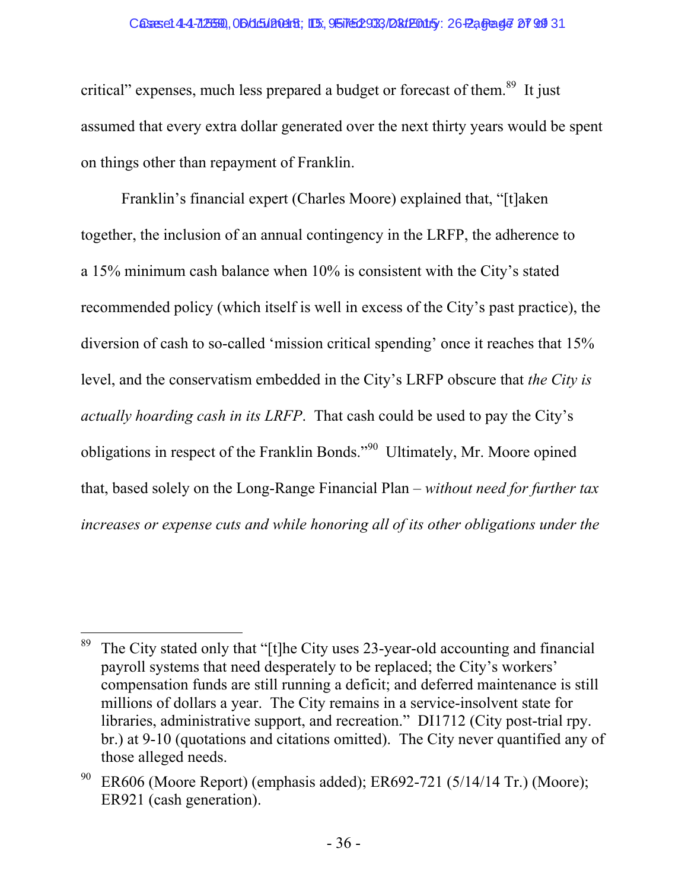critical" expenses, much less prepared a budget or forecast of them.[89] It just assumed that every extra dollar generated over the next thirty years would be spent on things other than repayment of Franklin.

Franklin's financial expert (Charles Moore) explained that, "[t]aken together, the inclusion of an annual contingency in the LRFP, the adherence to a 15% minimum cash balance when 10% is consistent with the City's stated recommended policy (which itself is well in excess of the City's past practice), the diversion of cash to so-called 'mission critical spending' once it reaches that 15% level, and the conservatism embedded in the City's LRFP obscure that *the City is actually hoarding cash in its LRFP*. That cash could be used to pay the City's obligations in respect of the Franklin Bonds."[90] Ultimately, Mr. Moore opined that, based solely on the Long-Range Financial Plan – *without need for further tax increases or expense cuts and while honoring all of its other obligations under the*

---

[89] The City stated only that "[t]he City uses 23-year-old accounting and financial payroll systems that need desperately to be replaced; the City's workers' compensation funds are still running a deficit; and deferred maintenance is still millions of dollars a year. The City remains in a service-insolvent state for libraries, administrative support, and recreation." DI1712 (City post-trial rpy. br.) at 9-10 (quotations and citations omitted). The City never quantified any of those alleged needs.

[90] ER606 (Moore Report) (emphasis added); ER692-721 (5/14/14 Tr.) (Moore); ER921 (cash generation).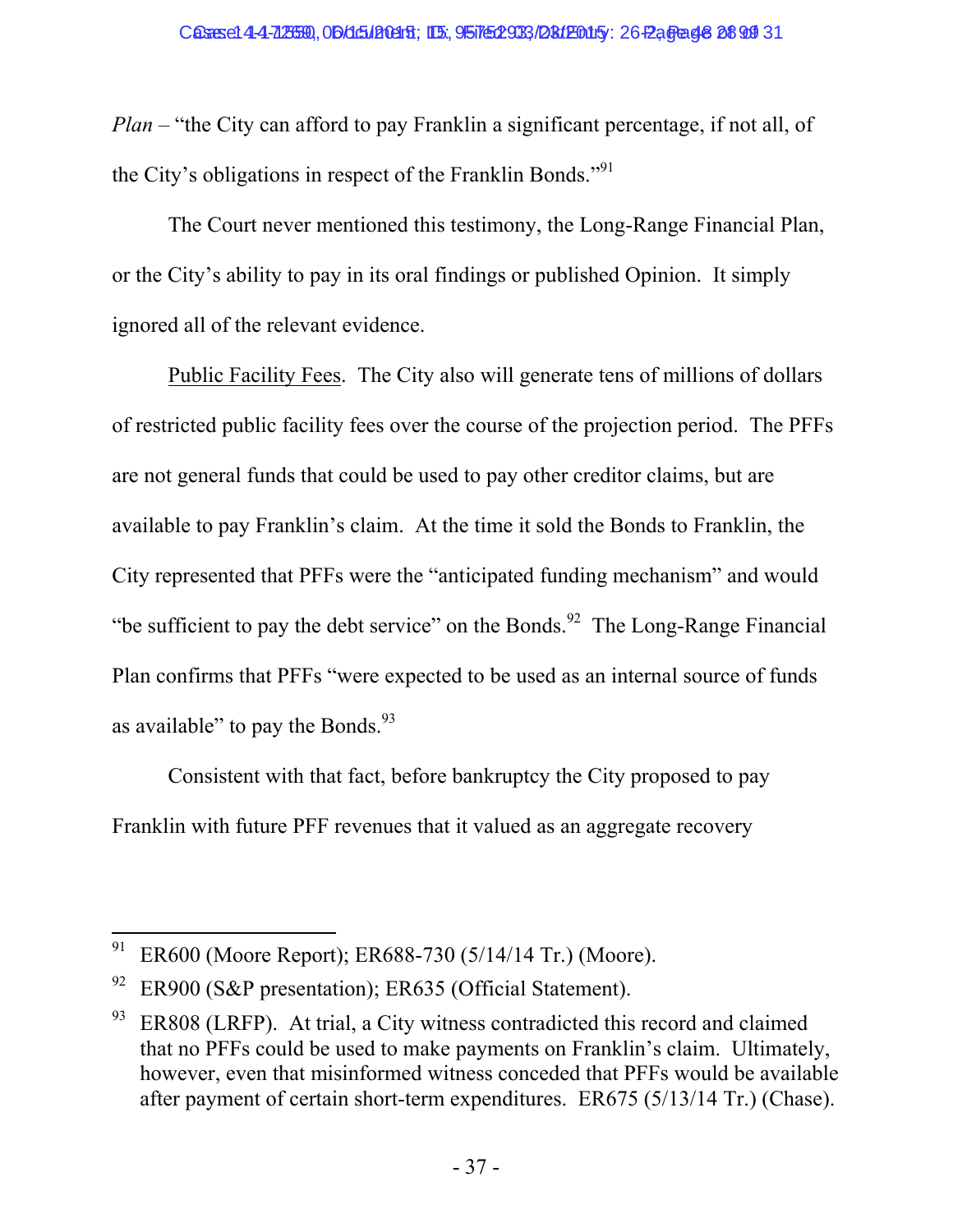*Plan* – "the City can afford to pay Franklin a significant percentage, if not all, of the City's obligations in respect of the Franklin Bonds."[91]

The Court never mentioned this testimony, the Long-Range Financial Plan, or the City's ability to pay in its oral findings or published Opinion. It simply ignored all of the relevant evidence.

Public Facility Fees. The City also will generate tens of millions of dollars of restricted public facility fees over the course of the projection period. The PFFs are not general funds that could be used to pay other creditor claims, but are available to pay Franklin's claim. At the time it sold the Bonds to Franklin, the City represented that PFFs were the "anticipated funding mechanism" and would "be sufficient to pay the debt service" on the Bonds.[92] The Long-Range Financial Plan confirms that PFFs "were expected to be used as an internal source of funds as available" to pay the Bonds.[93]

Consistent with that fact, before bankruptcy the City proposed to pay Franklin with future PFF revenues that it valued as an aggregate recovery

---

[91] ER600 (Moore Report); ER688-730 (5/14/14 Tr.) (Moore).

[92] ER900 (S&P presentation); ER635 (Official Statement).

[93] ER808 (LRFP). At trial, a City witness contradicted this record and claimed that no PFFs could be used to make payments on Franklin's claim. Ultimately, however, even that misinformed witness conceded that PFFs would be available after payment of certain short-term expenditures. ER675 (5/13/14 Tr.) (Chase).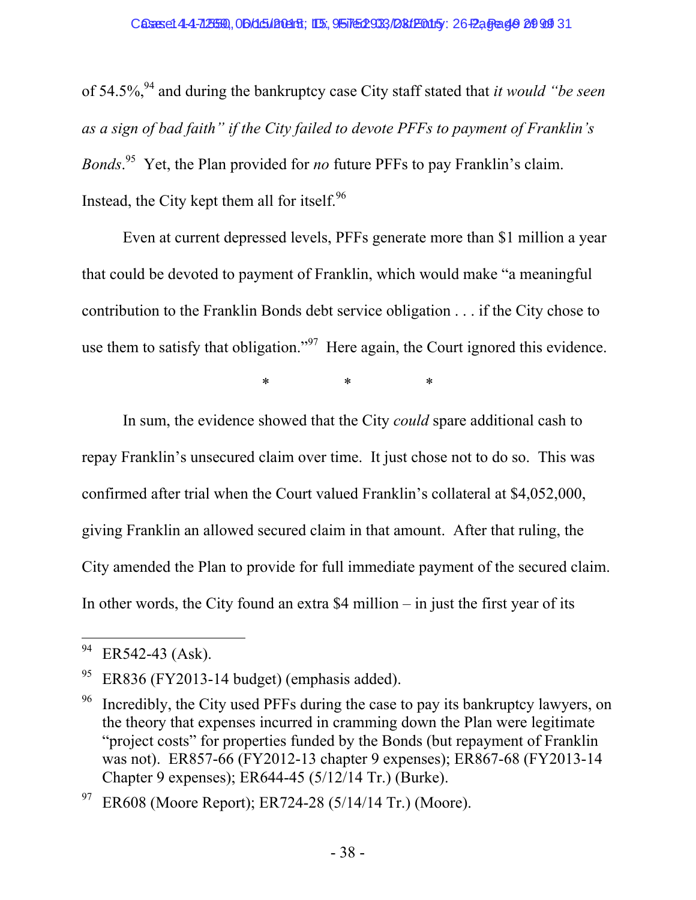of 54.5%,[94] and during the bankruptcy case City staff stated that *it would "be seen as a sign of bad faith" if the City failed to devote PFFs to payment of Franklin's Bonds*.[95] Yet, the Plan provided for *no* future PFFs to pay Franklin's claim. Instead, the City kept them all for itself.[96]

Even at current depressed levels, PFFs generate more than $1 million a year that could be devoted to payment of Franklin, which would make "a meaningful contribution to the Franklin Bonds debt service obligation . . . if the City chose to use them to satisfy that obligation."[97] Here again, the Court ignored this evidence.

\* \* \*

In sum, the evidence showed that the City *could* spare additional cash to repay Franklin's unsecured claim over time. It just chose not to do so. This was confirmed after trial when the Court valued Franklin's collateral at $4,052,000, giving Franklin an allowed secured claim in that amount. After that ruling, the City amended the Plan to provide for full immediate payment of the secured claim. In other words, the City found an extra $4 million – in just the first year of its

---

[94] ER542-43 (Ask).

[95] ER836 (FY2013-14 budget) (emphasis added).

[96] Incredibly, the City used PFFs during the case to pay its bankruptcy lawyers, on the theory that expenses incurred in cramming down the Plan were legitimate "project costs" for properties funded by the Bonds (but repayment of Franklin was not). ER857-66 (FY2012-13 chapter 9 expenses); ER867-68 (FY2013-14 Chapter 9 expenses); ER644-45 (5/12/14 Tr.) (Burke).

[97] ER608 (Moore Report); ER724-28 (5/14/14 Tr.) (Moore).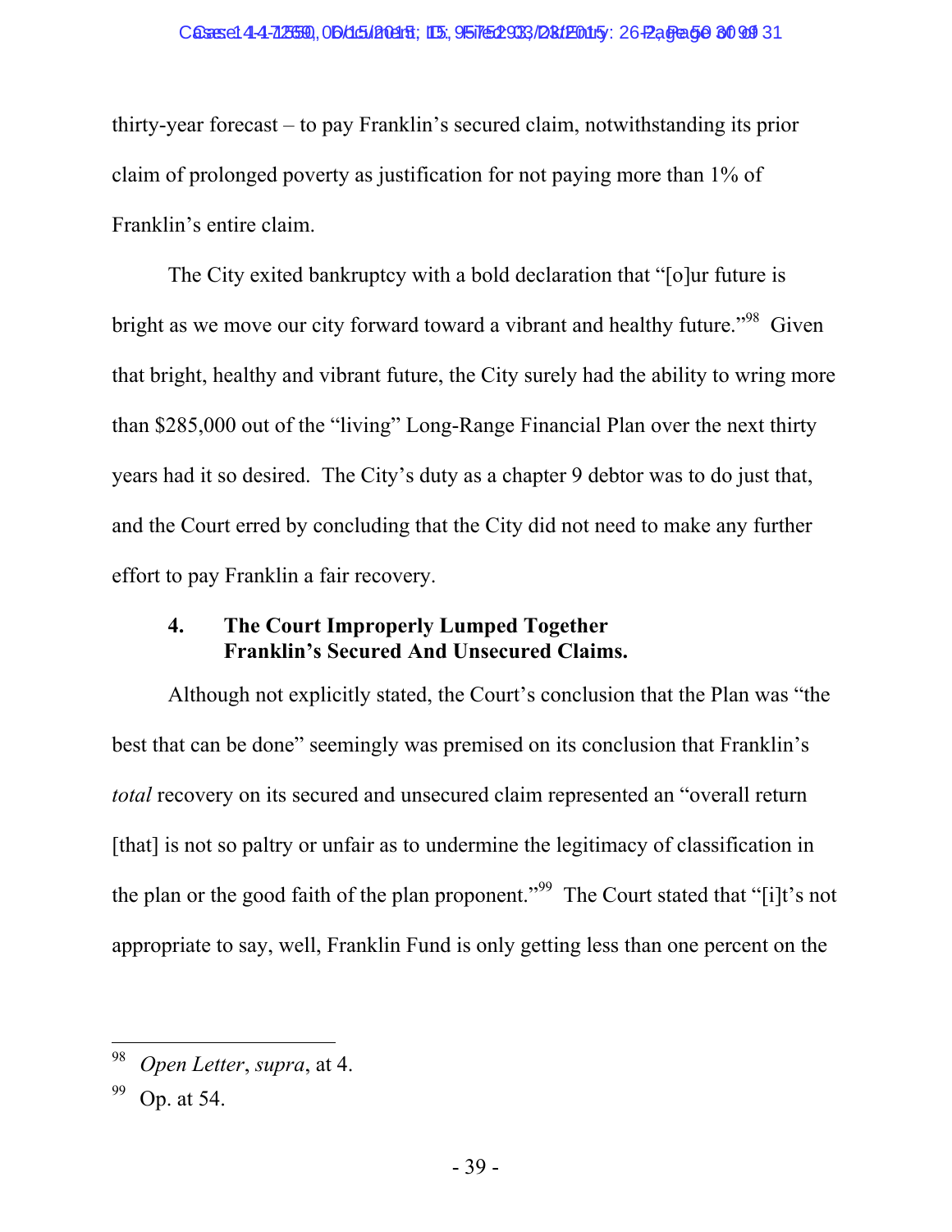thirty-year forecast – to pay Franklin's secured claim, notwithstanding its prior claim of prolonged poverty as justification for not paying more than 1% of Franklin's entire claim.

The City exited bankruptcy with a bold declaration that "[o]ur future is bright as we move our city forward toward a vibrant and healthy future."[98] Given that bright, healthy and vibrant future, the City surely had the ability to wring more than $285,000 out of the "living" Long-Range Financial Plan over the next thirty years had it so desired. The City's duty as a chapter 9 debtor was to do just that, and the Court erred by concluding that the City did not need to make any further effort to pay Franklin a fair recovery.

### 4. The Court Improperly Lumped Together Franklin's Secured And Unsecured Claims.

Although not explicitly stated, the Court's conclusion that the Plan was "the best that can be done" seemingly was premised on its conclusion that Franklin's *total* recovery on its secured and unsecured claim represented an "overall return [that] is not so paltry or unfair as to undermine the legitimacy of classification in the plan or the good faith of the plan proponent."[99] The Court stated that "[i]t's not appropriate to say, well, Franklin Fund is only getting less than one percent on the

---

[98] *Open Letter*, *supra*, at 4.

[99] Op. at 54.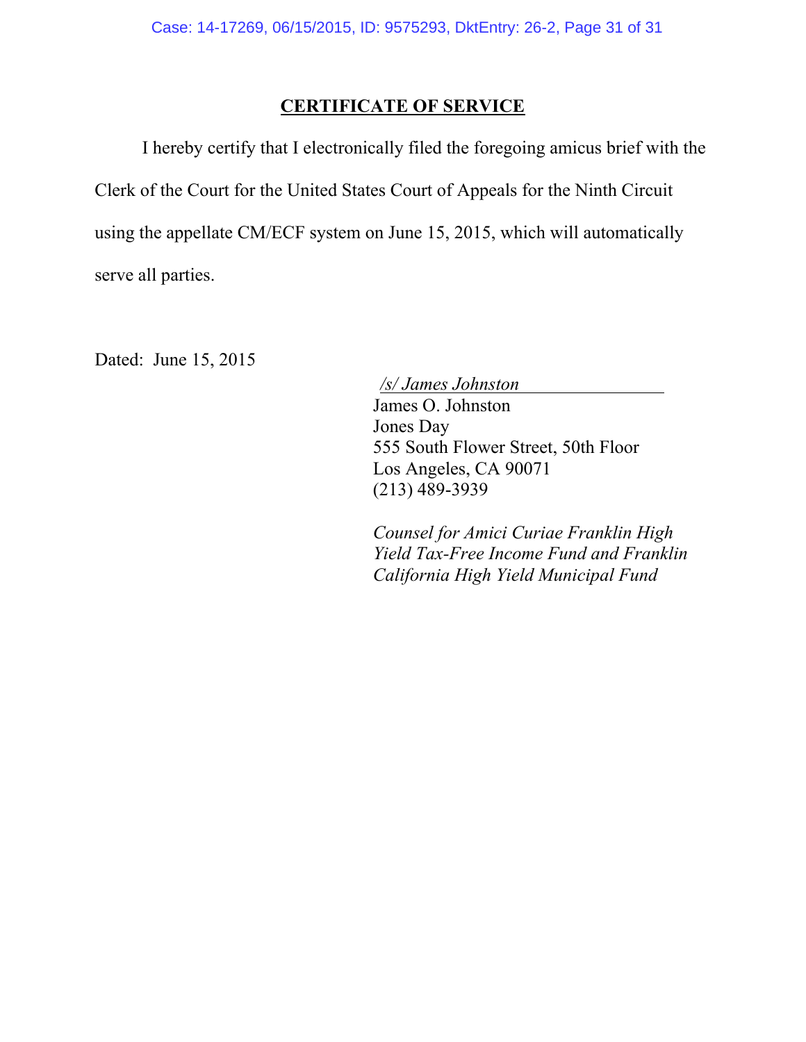## CERTIFICATE OF SERVICE

I hereby certify that I electronically filed the foregoing amicus brief with the Clerk of the Court for the United States Court of Appeals for the Ninth Circuit using the appellate CM/ECF system on June 15, 2015, which will automatically serve all parties.

Dated: June 15, 2015

*/s/ James Johnston*
James O. Johnston
Jones Day
555 South Flower Street, 50th Floor
Los Angeles, CA 90071
(213) 489-3939

*Counsel for Amici Curiae Franklin High Yield Tax-Free Income Fund and Franklin California High Yield Municipal Fund*